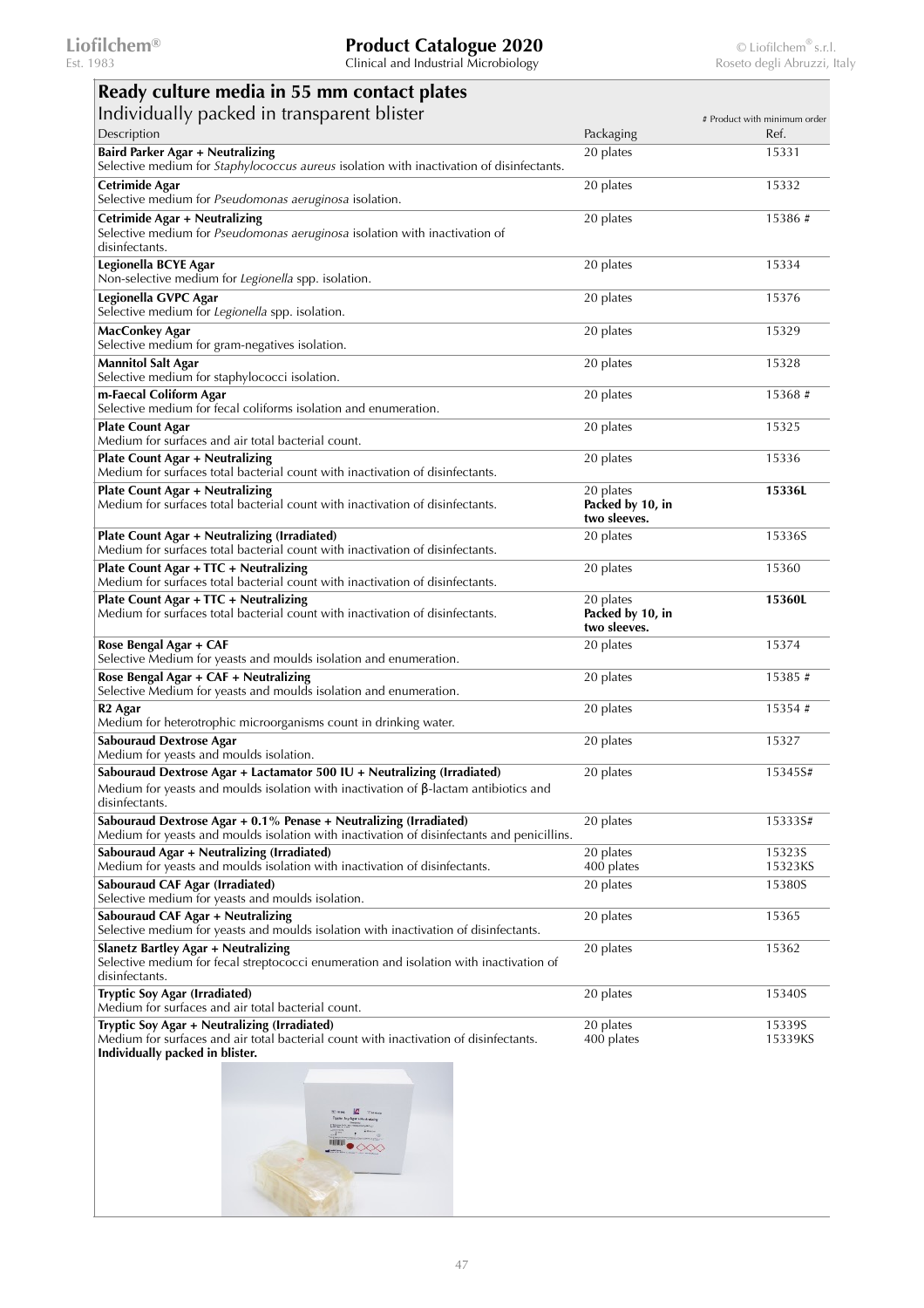## Ready culture media in 55 mm contact plates

### Individually packed in transparent blister

# Product with minimum order

| Description | Packaging | Ref. |
|---|---|---|
| **Baird Parker Agar + Neutralizing**<br>Selective medium for *Staphylococcus aureus* isolation with inactivation of disinfectants. | 20 plates | 15331 |
| **Cetrimide Agar**<br>Selective medium for *Pseudomonas aeruginosa* isolation. | 20 plates | 15332 |
| **Cetrimide Agar + Neutralizing**<br>Selective medium for *Pseudomonas aeruginosa* isolation with inactivation of disinfectants. | 20 plates | 15386 # |
| **Legionella BCYE Agar**<br>Non-selective medium for *Legionella* spp. isolation. | 20 plates | 15334 |
| **Legionella GVPC Agar**<br>Selective medium for *Legionella* spp. isolation. | 20 plates | 15376 |
| **MacConkey Agar**<br>Selective medium for gram-negatives isolation. | 20 plates | 15329 |
| **Mannitol Salt Agar**<br>Selective medium for staphylococci isolation. | 20 plates | 15328 |
| **m-Faecal Coliform Agar**<br>Selective medium for fecal coliforms isolation and enumeration. | 20 plates | 15368 # |
| **Plate Count Agar**<br>Medium for surfaces and air total bacterial count. | 20 plates | 15325 |
| **Plate Count Agar + Neutralizing**<br>Medium for surfaces total bacterial count with inactivation of disinfectants. | 20 plates | 15336 |
| **Plate Count Agar + Neutralizing**<br>Medium for surfaces total bacterial count with inactivation of disinfectants. | 20 plates<br>**Packed by 10, in two sleeves.** | **15336L** |
| **Plate Count Agar + Neutralizing (Irradiated)**<br>Medium for surfaces total bacterial count with inactivation of disinfectants. | 20 plates | 15336S |
| **Plate Count Agar + TTC + Neutralizing**<br>Medium for surfaces total bacterial count with inactivation of disinfectants. | 20 plates | 15360 |
| **Plate Count Agar + TTC + Neutralizing**<br>Medium for surfaces total bacterial count with inactivation of disinfectants. | 20 plates<br>**Packed by 10, in two sleeves.** | **15360L** |
| **Rose Bengal Agar + CAF**<br>Selective Medium for yeasts and moulds isolation and enumeration. | 20 plates | 15374 |
| **Rose Bengal Agar + CAF + Neutralizing**<br>Selective Medium for yeasts and moulds isolation and enumeration. | 20 plates | 15385 # |
| **R2 Agar**<br>Medium for heterotrophic microorganisms count in drinking water. | 20 plates | 15354 # |
| **Sabouraud Dextrose Agar**<br>Medium for yeasts and moulds isolation. | 20 plates | 15327 |
| **Sabouraud Dextrose Agar + Lactamator 500 IU + Neutralizing (Irradiated)**<br>Medium for yeasts and moulds isolation with inactivation of β-lactam antibiotics and disinfectants. | 20 plates | 15345S# |
| **Sabouraud Dextrose Agar + 0.1% Penase + Neutralizing (Irradiated)**<br>Medium for yeasts and moulds isolation with inactivation of disinfectants and penicillins. | 20 plates | 15333S# |
| **Sabouraud Agar + Neutralizing (Irradiated)**<br>Medium for yeasts and moulds isolation with inactivation of disinfectants. | 20 plates<br>400 plates | 15323S<br>15323KS |
| **Sabouraud CAF Agar (Irradiated)**<br>Selective medium for yeasts and moulds isolation. | 20 plates | 15380S |
| **Sabouraud CAF Agar + Neutralizing**<br>Selective medium for yeasts and moulds isolation with inactivation of disinfectants. | 20 plates | 15365 |
| **Slanetz Bartley Agar + Neutralizing**<br>Selective medium for fecal streptococci enumeration and isolation with inactivation of disinfectants. | 20 plates | 15362 |
| **Tryptic Soy Agar (Irradiated)**<br>Medium for surfaces and air total bacterial count. | 20 plates | 15340S |
| **Tryptic Soy Agar + Neutralizing (Irradiated)**<br>Medium for surfaces and air total bacterial count with inactivation of disinfectants.<br>**Individually packed in blister.** | 20 plates<br>400 plates | 15339S<br>15339KS |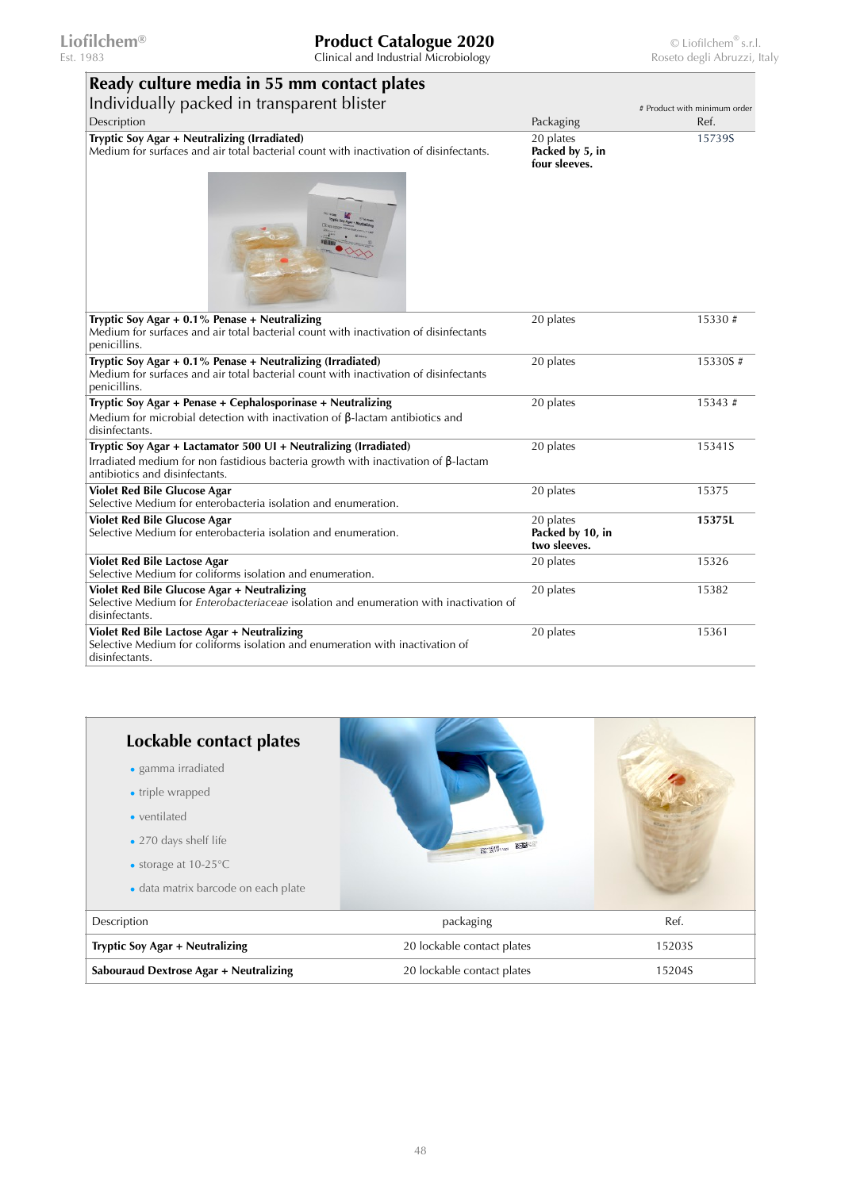## Ready culture media in 55 mm contact plates

Individually packed in transparent blister

| Description | Packaging | Ref. (# Product with minimum order) |
|---|---|---|
| **Tryptic Soy Agar + Neutralizing (Irradiated)**<br>Medium for surfaces and air total bacterial count with inactivation of disinfectants. | 20 plates<br>**Packed by 5, in four sleeves.** | 15739S |
| **Tryptic Soy Agar + 0.1% Penase + Neutralizing**<br>Medium for surfaces and air total bacterial count with inactivation of disinfectants penicillins. | 20 plates | 15330 # |
| **Tryptic Soy Agar + 0.1% Penase + Neutralizing (Irradiated)**<br>Medium for surfaces and air total bacterial count with inactivation of disinfectants penicillins. | 20 plates | 15330S # |
| **Tryptic Soy Agar + Penase + Cephalosporinase + Neutralizing**<br>Medium for microbial detection with inactivation of β-lactam antibiotics and disinfectants. | 20 plates | 15343 # |
| **Tryptic Soy Agar + Lactamator 500 UI + Neutralizing (Irradiated)**<br>Irradiated medium for non fastidious bacteria growth with inactivation of β-lactam antibiotics and disinfectants. | 20 plates | 15341S |
| **Violet Red Bile Glucose Agar**<br>Selective Medium for enterobacteria isolation and enumeration. | 20 plates | 15375 |
| **Violet Red Bile Glucose Agar**<br>Selective Medium for enterobacteria isolation and enumeration. | 20 plates<br>**Packed by 10, in two sleeves.** | **15375L** |
| **Violet Red Bile Lactose Agar**<br>Selective Medium for coliforms isolation and enumeration. | 20 plates | 15326 |
| **Violet Red Bile Glucose Agar + Neutralizing**<br>Selective Medium for *Enterobacteriaceae* isolation and enumeration with inactivation of disinfectants. | 20 plates | 15382 |
| **Violet Red Bile Lactose Agar + Neutralizing**<br>Selective Medium for coliforms isolation and enumeration with inactivation of disinfectants. | 20 plates | 15361 |

## Lockable contact plates

- gamma irradiated
- triple wrapped
- ventilated
- 270 days shelf life
- storage at 10-25°C
- data matrix barcode on each plate

| Description | packaging | Ref. |
|---|---|---|
| **Tryptic Soy Agar + Neutralizing** | 20 lockable contact plates | 15203S |
| **Sabouraud Dextrose Agar + Neutralizing** | 20 lockable contact plates | 15204S |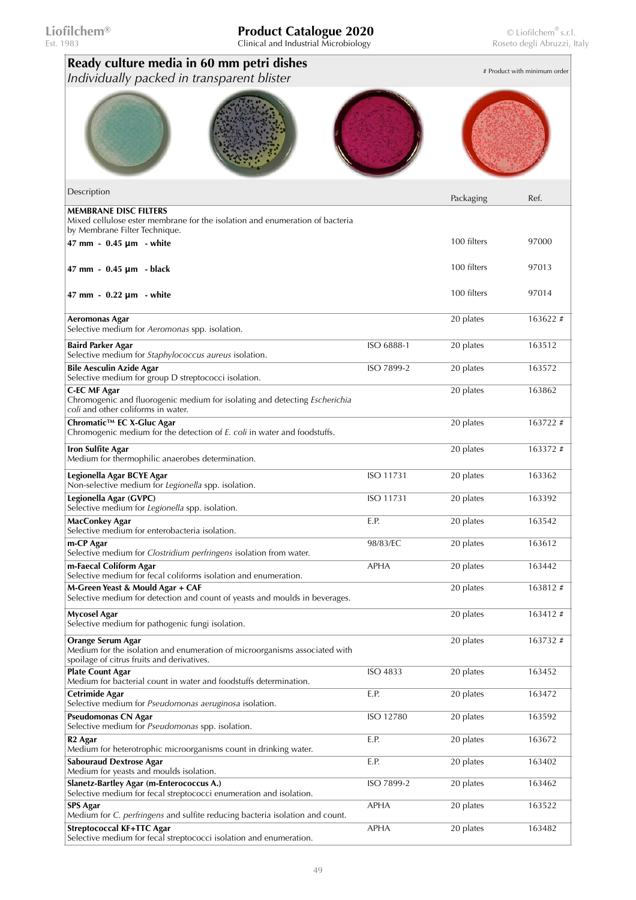## Ready culture media in 60 mm petri dishes

*Individually packed in transparent blister*

# Product with minimum order

| Description | | Packaging | Ref. |
|---|---|---|---|
| **MEMBRANE DISC FILTERS**<br>Mixed cellulose ester membrane for the isolation and enumeration of bacteria by Membrane Filter Technique. | | | |
| **47 mm - 0.45 µm - white** | | 100 filters | 97000 |
| **47 mm - 0.45 µm - black** | | 100 filters | 97013 |
| **47 mm - 0.22 µm - white** | | 100 filters | 97014 |
| **Aeromonas Agar**<br>Selective medium for *Aeromonas* spp. isolation. | | 20 plates | 163622 # |
| **Baird Parker Agar**<br>Selective medium for *Staphylococcus aureus* isolation. | ISO 6888-1 | 20 plates | 163512 |
| **Bile Aesculin Azide Agar**<br>Selective medium for group D streptococci isolation. | ISO 7899-2 | 20 plates | 163572 |
| **C-EC MF Agar**<br>Chromogenic and fluorogenic medium for isolating and detecting *Escherichia coli* and other coliforms in water. | | 20 plates | 163862 |
| **Chromatic™ EC X-Gluc Agar**<br>Chromogenic medium for the detection of *E. coli* in water and foodstuffs. | | 20 plates | 163722 # |
| **Iron Sulfite Agar**<br>Medium for thermophilic anaerobes determination. | | 20 plates | 163372 # |
| **Legionella Agar BCYE Agar**<br>Non-selective medium for *Legionella* spp. isolation. | ISO 11731 | 20 plates | 163362 |
| **Legionella Agar (GVPC)**<br>Selective medium for *Legionella* spp. isolation. | ISO 11731 | 20 plates | 163392 |
| **MacConkey Agar**<br>Selective medium for enterobacteria isolation. | E.P. | 20 plates | 163542 |
| **m-CP Agar**<br>Selective medium for *Clostridium perfringens* isolation from water. | 98/83/EC | 20 plates | 163612 |
| **m-Faecal Coliform Agar**<br>Selective medium for fecal coliforms isolation and enumeration. | APHA | 20 plates | 163442 |
| **M-Green Yeast & Mould Agar + CAF**<br>Selective medium for detection and count of yeasts and moulds in beverages. | | 20 plates | 163812 # |
| **Mycosel Agar**<br>Selective medium for pathogenic fungi isolation. | | 20 plates | 163412 # |
| **Orange Serum Agar**<br>Medium for the isolation and enumeration of microorganisms associated with spoilage of citrus fruits and derivatives. | | 20 plates | 163732 # |
| **Plate Count Agar**<br>Medium for bacterial count in water and foodstuffs determination. | ISO 4833 | 20 plates | 163452 |
| **Cetrimide Agar**<br>Selective medium for *Pseudomonas aeruginosa* isolation. | E.P. | 20 plates | 163472 |
| **Pseudomonas CN Agar**<br>Selective medium for *Pseudomonas* spp. isolation. | ISO 12780 | 20 plates | 163592 |
| **R2 Agar**<br>Medium for heterotrophic microorganisms count in drinking water. | E.P. | 20 plates | 163672 |
| **Sabouraud Dextrose Agar**<br>Medium for yeasts and moulds isolation. | E.P. | 20 plates | 163402 |
| **Slanetz-Bartley Agar (m-Enterococcus A.)**<br>Selective medium for fecal streptococci enumeration and isolation. | ISO 7899-2 | 20 plates | 163462 |
| **SPS Agar**<br>Medium for *C. perfringens* and sulfite reducing bacteria isolation and count. | APHA | 20 plates | 163522 |
| **Streptococcal KF+TTC Agar**<br>Selective medium for fecal streptococci isolation and enumeration. | APHA | 20 plates | 163482 |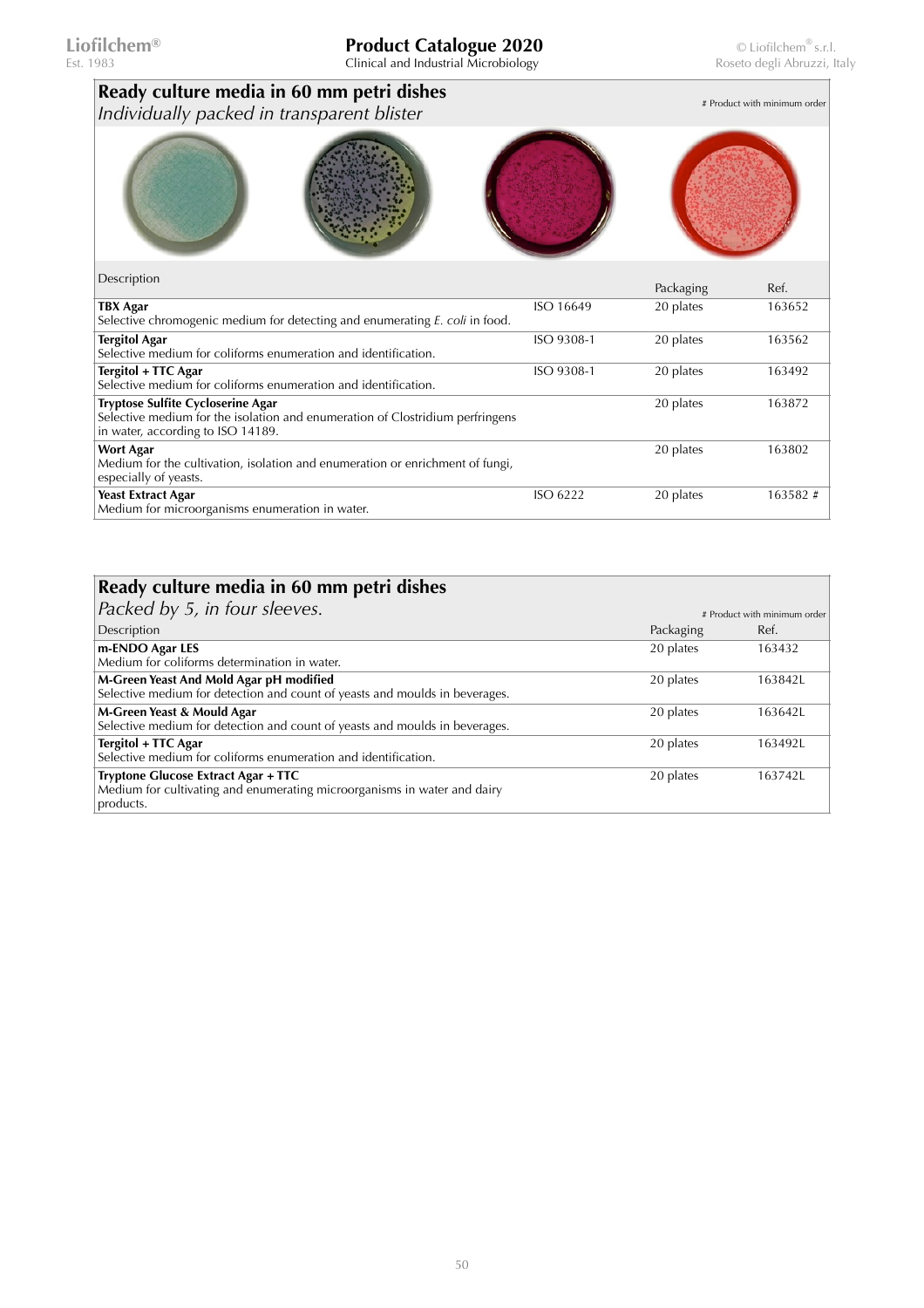## Ready culture media in 60 mm petri dishes

*Individually packed in transparent blister*

# Product with minimum order

| Description | | Packaging | Ref. |
|---|---|---|---|
| **TBX Agar**<br>Selective chromogenic medium for detecting and enumerating *E. coli* in food. | ISO 16649 | 20 plates | 163652 |
| **Tergitol Agar**<br>Selective medium for coliforms enumeration and identification. | ISO 9308-1 | 20 plates | 163562 |
| **Tergitol + TTC Agar**<br>Selective medium for coliforms enumeration and identification. | ISO 9308-1 | 20 plates | 163492 |
| **Tryptose Sulfite Cycloserine Agar**<br>Selective medium for the isolation and enumeration of Clostridium perfringens in water, according to ISO 14189. | | 20 plates | 163872 |
| **Wort Agar**<br>Medium for the cultivation, isolation and enumeration or enrichment of fungi, especially of yeasts. | | 20 plates | 163802 |
| **Yeast Extract Agar**<br>Medium for microorganisms enumeration in water. | ISO 6222 | 20 plates | 163582 # |

## Ready culture media in 60 mm petri dishes

*Packed by 5, in four sleeves.*

# Product with minimum order

| Description | Packaging | Ref. |
|---|---|---|
| **m-ENDO Agar LES**<br>Medium for coliforms determination in water. | 20 plates | 163432 |
| **M-Green Yeast And Mold Agar pH modified**<br>Selective medium for detection and count of yeasts and moulds in beverages. | 20 plates | 163842L |
| **M-Green Yeast & Mould Agar**<br>Selective medium for detection and count of yeasts and moulds in beverages. | 20 plates | 163642L |
| **Tergitol + TTC Agar**<br>Selective medium for coliforms enumeration and identification. | 20 plates | 163492L |
| **Tryptone Glucose Extract Agar + TTC**<br>Medium for cultivating and enumerating microorganisms in water and dairy products. | 20 plates | 163742L |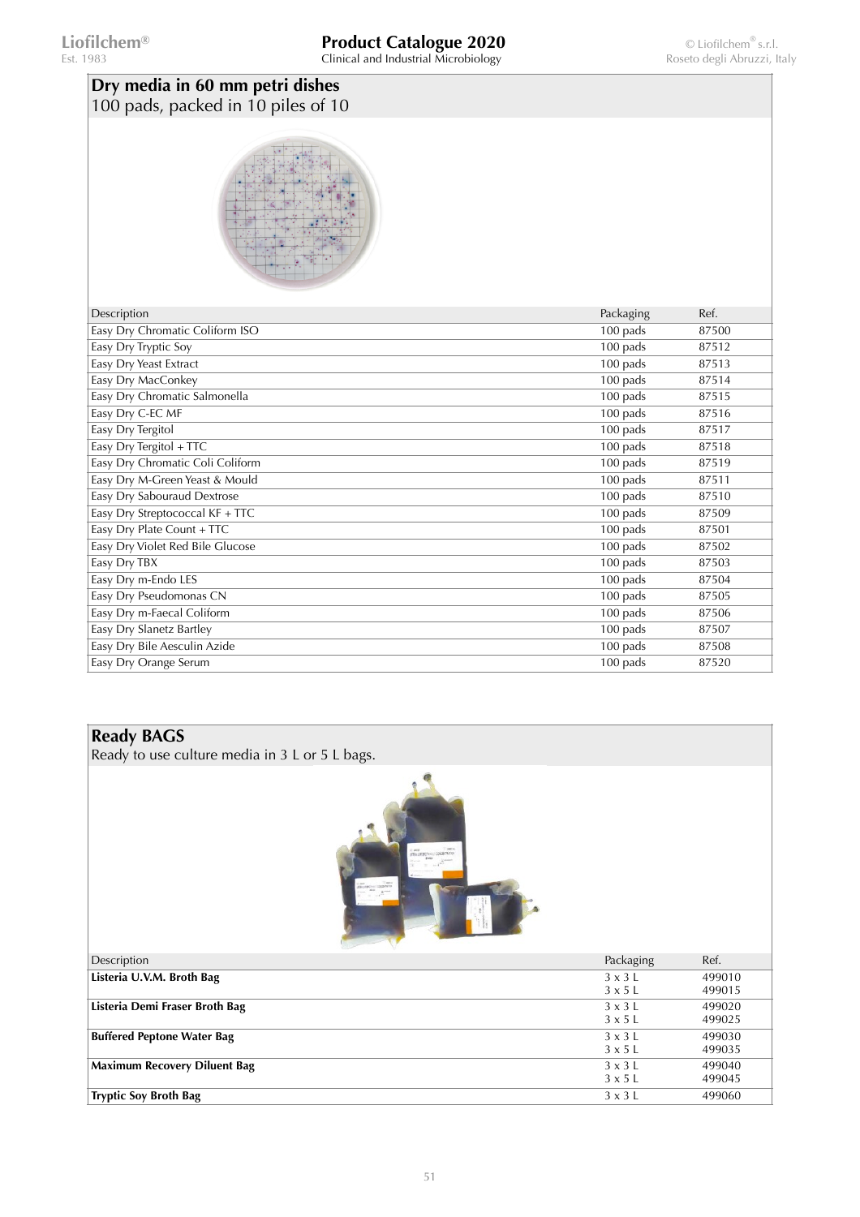## Dry media in 60 mm petri dishes

100 pads, packed in 10 piles of 10

| Description | Packaging | Ref. |
|---|---|---|
| Easy Dry Chromatic Coliform ISO | 100 pads | 87500 |
| Easy Dry Tryptic Soy | 100 pads | 87512 |
| Easy Dry Yeast Extract | 100 pads | 87513 |
| Easy Dry MacConkey | 100 pads | 87514 |
| Easy Dry Chromatic Salmonella | 100 pads | 87515 |
| Easy Dry C-EC MF | 100 pads | 87516 |
| Easy Dry Tergitol | 100 pads | 87517 |
| Easy Dry Tergitol + TTC | 100 pads | 87518 |
| Easy Dry Chromatic Coli Coliform | 100 pads | 87519 |
| Easy Dry M-Green Yeast & Mould | 100 pads | 87511 |
| Easy Dry Sabouraud Dextrose | 100 pads | 87510 |
| Easy Dry Streptococcal KF + TTC | 100 pads | 87509 |
| Easy Dry Plate Count + TTC | 100 pads | 87501 |
| Easy Dry Violet Red Bile Glucose | 100 pads | 87502 |
| Easy Dry TBX | 100 pads | 87503 |
| Easy Dry m-Endo LES | 100 pads | 87504 |
| Easy Dry Pseudomonas CN | 100 pads | 87505 |
| Easy Dry m-Faecal Coliform | 100 pads | 87506 |
| Easy Dry Slanetz Bartley | 100 pads | 87507 |
| Easy Dry Bile Aesculin Azide | 100 pads | 87508 |
| Easy Dry Orange Serum | 100 pads | 87520 |

## Ready BAGS

Ready to use culture media in 3 L or 5 L bags.

| Description | Packaging | Ref. |
|---|---|---|
| **Listeria U.V.M. Broth Bag** | 3 x 3 L<br>3 x 5 L | 499010<br>499015 |
| **Listeria Demi Fraser Broth Bag** | 3 x 3 L<br>3 x 5 L | 499020<br>499025 |
| **Buffered Peptone Water Bag** | 3 x 3 L<br>3 x 5 L | 499030<br>499035 |
| **Maximum Recovery Diluent Bag** | 3 x 3 L<br>3 x 5 L | 499040<br>499045 |
| **Tryptic Soy Broth Bag** | 3 x 3 L | 499060 |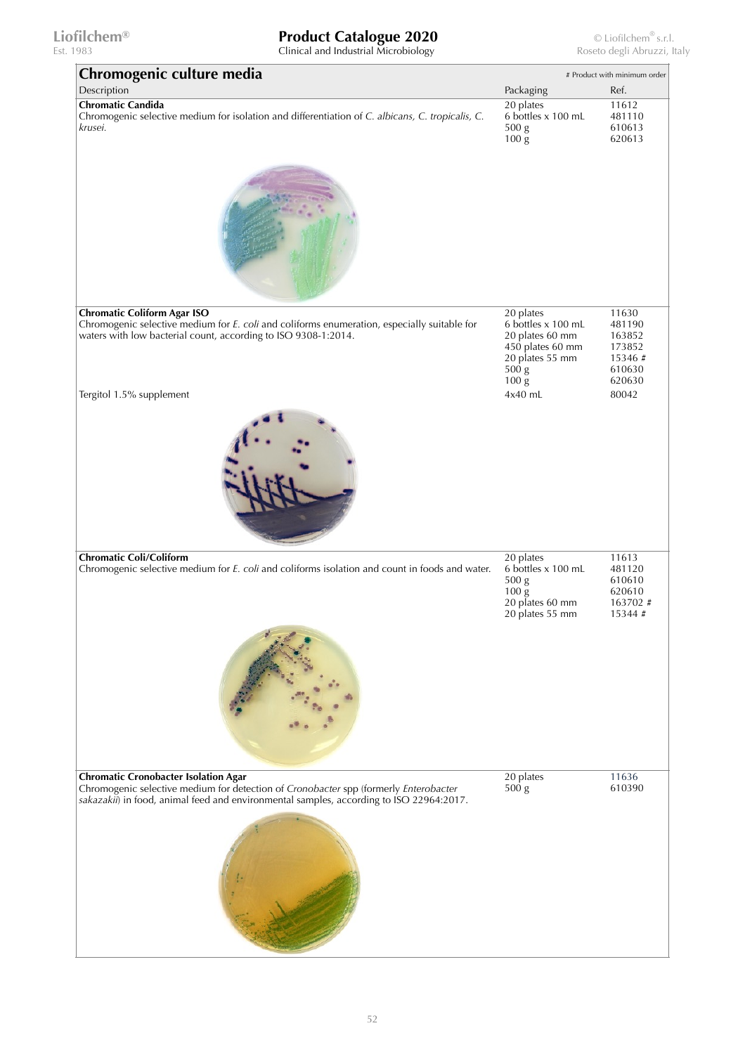## Chromogenic culture media

# Product with minimum order

| Description | Packaging | Ref. |
|---|---|---|
| **Chromatic Candida**<br>Chromogenic selective medium for isolation and differentiation of *C. albicans, C. tropicalis, C. krusei.* | 20 plates<br>6 bottles x 100 mL<br>500 g<br>100 g | 11612<br>481110<br>610613<br>620613 |
| **Chromatic Coliform Agar ISO**<br>Chromogenic selective medium for *E. coli* and coliforms enumeration, especially suitable for waters with low bacterial count, according to ISO 9308-1:2014. | 20 plates<br>6 bottles x 100 mL<br>20 plates 60 mm<br>450 plates 60 mm<br>20 plates 55 mm<br>500 g<br>100 g | 11630<br>481190<br>163852<br>173852<br>15346 #<br>610630<br>620630 |
| Tergitol 1.5% supplement | 4x40 mL | 80042 |
| **Chromatic Coli/Coliform**<br>Chromogenic selective medium for *E. coli* and coliforms isolation and count in foods and water. | 20 plates<br>6 bottles x 100 mL<br>500 g<br>100 g<br>20 plates 60 mm<br>20 plates 55 mm | 11613<br>481120<br>610610<br>620610<br>163702 #<br>15344 # |
| **Chromatic Cronobacter Isolation Agar**<br>Chromogenic selective medium for detection of *Cronobacter* spp (formerly *Enterobacter sakazakii*) in food, animal feed and environmental samples, according to ISO 22964:2017. | 20 plates<br>500 g | 11636<br>610390 |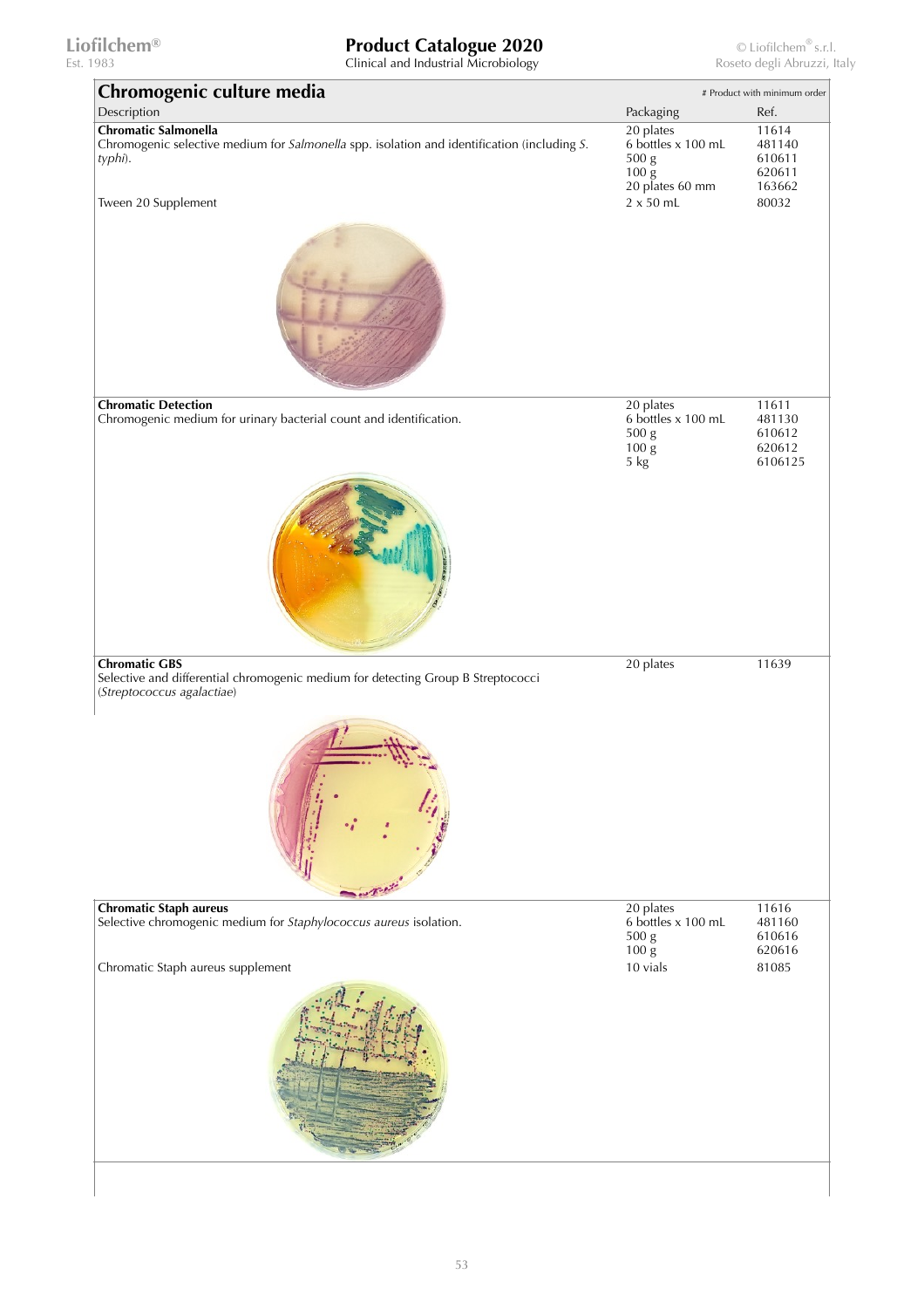## Chromogenic culture media

\# Product with minimum order

| Description | Packaging | Ref. |
|---|---|---|
| **Chromatic Salmonella**<br>Chromogenic selective medium for *Salmonella* spp. isolation and identification (including *S. typhi*). | 20 plates<br>6 bottles x 100 mL<br>500 g<br>100 g<br>20 plates 60 mm | 11614<br>481140<br>610611<br>620611<br>163662 |
| Tween 20 Supplement | 2 x 50 mL | 80032 |
| **Chromatic Detection**<br>Chromogenic medium for urinary bacterial count and identification. | 20 plates<br>6 bottles x 100 mL<br>500 g<br>100 g<br>5 kg | 11611<br>481130<br>610612<br>620612<br>6106125 |
| **Chromatic GBS**<br>Selective and differential chromogenic medium for detecting Group B Streptococci (*Streptococcus agalactiae*) | 20 plates | 11639 |
| **Chromatic Staph aureus**<br>Selective chromogenic medium for *Staphylococcus aureus* isolation. | 20 plates<br>6 bottles x 100 mL<br>500 g<br>100 g | 11616<br>481160<br>610616<br>620616 |
| Chromatic Staph aureus supplement | 10 vials | 81085 |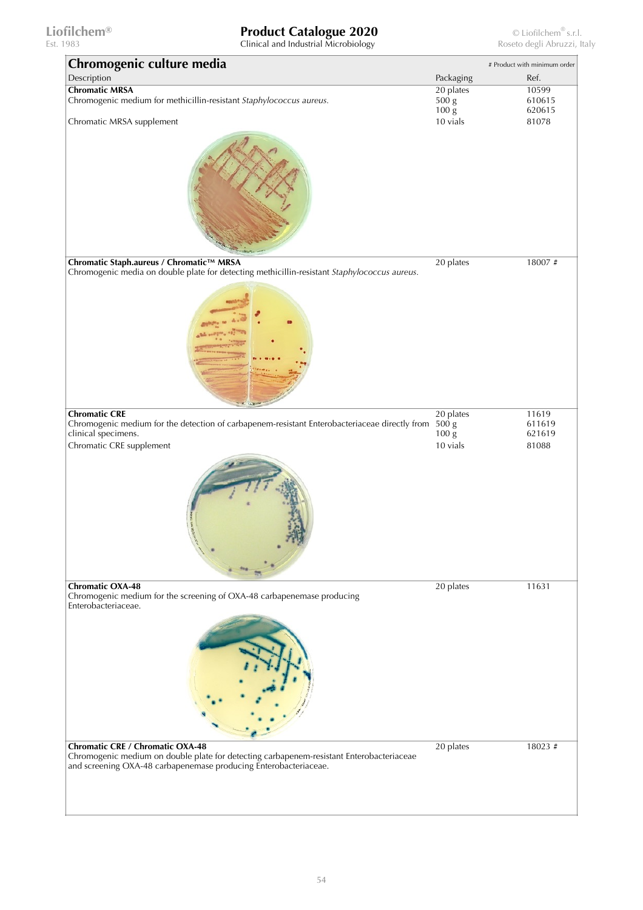## Chromogenic culture media

\# Product with minimum order

| Description | Packaging | Ref. |
|---|---|---|
| **Chromatic MRSA**<br>Chromogenic medium for methicillin-resistant *Staphylococcus aureus*. | 20 plates<br>500 g<br>100 g | 10599<br>610615<br>620615 |
| Chromatic MRSA supplement | 10 vials | 81078 |
| **Chromatic Staph.aureus / Chromatic™ MRSA**<br>Chromogenic media on double plate for detecting methicillin-resistant *Staphylococcus aureus*. | 20 plates | 18007 # |
| **Chromatic CRE**<br>Chromogenic medium for the detection of carbapenem-resistant Enterobacteriaceae directly from clinical specimens. | 20 plates<br>500 g<br>100 g | 11619<br>611619<br>621619 |
| Chromatic CRE supplement | 10 vials | 81088 |
| **Chromatic OXA-48**<br>Chromogenic medium for the screening of OXA-48 carbapenemase producing Enterobacteriaceae. | 20 plates | 11631 |
| **Chromatic CRE / Chromatic OXA-48**<br>Chromogenic medium on double plate for detecting carbapenem-resistant Enterobacteriaceae and screening OXA-48 carbapenemase producing Enterobacteriaceae. | 20 plates | 18023 # |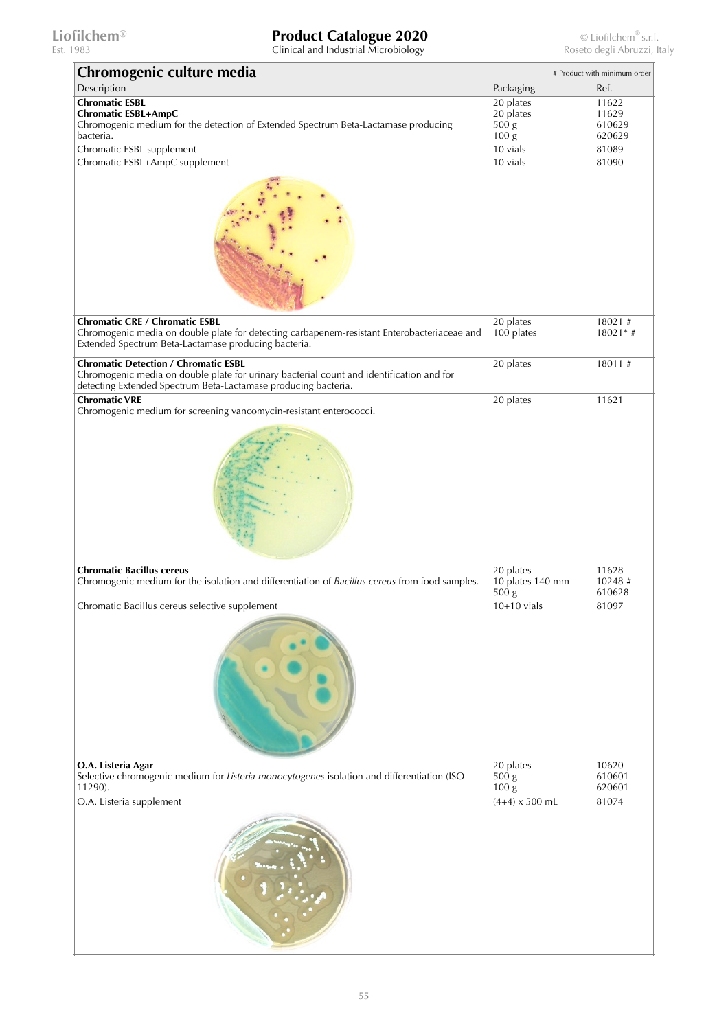## Chromogenic culture media

# Product with minimum order

| Description | Packaging | Ref. |
|---|---|---|
| **Chromatic ESBL** | 20 plates | 11622 |
| **Chromatic ESBL+AmpC** | 20 plates | 11629 |
| Chromogenic medium for the detection of Extended Spectrum Beta-Lactamase producing bacteria. | 500 g | 610629 |
| | 100 g | 620629 |
| Chromatic ESBL supplement | 10 vials | 81089 |
| Chromatic ESBL+AmpC supplement | 10 vials | 81090 |
| **Chromatic CRE / Chromatic ESBL**<br>Chromogenic media on double plate for detecting carbapenem-resistant Enterobacteriaceae and Extended Spectrum Beta-Lactamase producing bacteria. | 20 plates<br>100 plates | 18021 #<br>18021* # |
| **Chromatic Detection / Chromatic ESBL**<br>Chromogenic media on double plate for urinary bacterial count and identification and for detecting Extended Spectrum Beta-Lactamase producing bacteria. | 20 plates | 18011 # |
| **Chromatic VRE**<br>Chromogenic medium for screening vancomycin-resistant enterococci. | 20 plates | 11621 |
| **Chromatic Bacillus cereus**<br>Chromogenic medium for the isolation and differentiation of *Bacillus cereus* from food samples. | 20 plates<br>10 plates 140 mm<br>500 g | 11628<br>10248 #<br>610628 |
| Chromatic Bacillus cereus selective supplement | 10+10 vials | 81097 |
| **O.A. Listeria Agar**<br>Selective chromogenic medium for *Listeria monocytogenes* isolation and differentiation (ISO 11290). | 20 plates<br>500 g<br>100 g | 10620<br>610601<br>620601 |
| O.A. Listeria supplement | (4+4) x 500 mL | 81074 |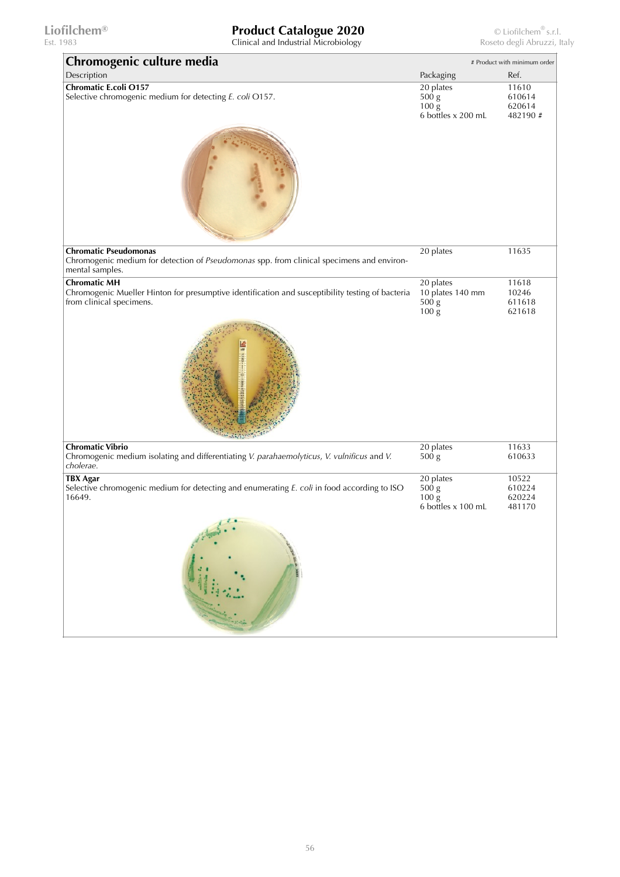## Chromogenic culture media

\# Product with minimum order

| Description | Packaging | Ref. |
| --- | --- | --- |
| **Chromatic E.coli O157**<br>Selective chromogenic medium for detecting *E. coli* O157. | 20 plates<br>500 g<br>100 g<br>6 bottles x 200 mL | 11610<br>610614<br>620614<br>482190 # |
| **Chromatic Pseudomonas**<br>Chromogenic medium for detection of *Pseudomonas* spp. from clinical specimens and environmental samples. | 20 plates | 11635 |
| **Chromatic MH**<br>Chromogenic Mueller Hinton for presumptive identification and susceptibility testing of bacteria from clinical specimens. | 20 plates<br>10 plates 140 mm<br>500 g<br>100 g | 11618<br>10246<br>611618<br>621618 |
| **Chromatic Vibrio**<br>Chromogenic medium isolating and differentiating *V. parahaemolyticus*, *V. vulnificus* and *V. cholerae*. | 20 plates<br>500 g | 11633<br>610633 |
| **TBX Agar**<br>Selective chromogenic medium for detecting and enumerating *E. coli* in food according to ISO 16649. | 20 plates<br>500 g<br>100 g<br>6 bottles x 100 mL | 10522<br>610224<br>620224<br>481170 |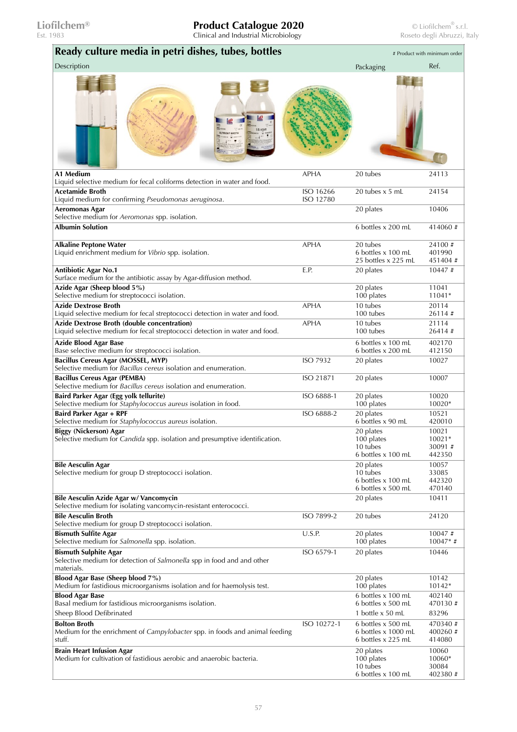## Ready culture media in petri dishes, tubes, bottles

# Product with minimum order

| Description | | Packaging | Ref. |
|---|---|---|---|
| **A1 Medium**<br>Liquid selective medium for fecal coliforms detection in water and food. | APHA | 20 tubes | 24113 |
| **Acetamide Broth**<br>Liquid medium for confirming *Pseudomonas aeruginosa*. | ISO 16266<br>ISO 12780 | 20 tubes x 5 mL | 24154 |
| **Aeromonas Agar**<br>Selective medium for *Aeromonas* spp. isolation. | | 20 plates | 10406 |
| **Albumin Solution** | | 6 bottles x 200 mL | 414060 # |
| **Alkaline Peptone Water**<br>Liquid enrichment medium for *Vibrio* spp. isolation. | APHA | 20 tubes<br>6 bottles x 100 mL<br>25 bottles x 225 mL | 24100 #<br>401990<br>451404 # |
| **Antibiotic Agar No.1**<br>Surface medium for the antibiotic assay by Agar-diffusion method. | E.P. | 20 plates | 10447 # |
| **Azide Agar (Sheep blood 5%)**<br>Selective medium for streptococci isolation. | | 20 plates<br>100 plates | 11041<br>11041* |
| **Azide Dextrose Broth**<br>Liquid selective medium for fecal streptococci detection in water and food. | APHA | 10 tubes<br>100 tubes | 20114<br>26114 # |
| **Azide Dextrose Broth (double concentration)**<br>Liquid selective medium for fecal streptococci detection in water and food. | APHA | 10 tubes<br>100 tubes | 21114<br>26414 # |
| **Azide Blood Agar Base**<br>Base selective medium for streptococci isolation. | | 6 bottles x 100 mL<br>6 bottles x 200 mL | 402170<br>412150 |
| **Bacillus Cereus Agar (MOSSEL, MYP)**<br>Selective medium for *Bacillus cereus* isolation and enumeration. | ISO 7932 | 20 plates | 10027 |
| **Bacillus Cereus Agar (PEMBA)**<br>Selective medium for *Bacillus cereus* isolation and enumeration. | ISO 21871 | 20 plates | 10007 |
| **Baird Parker Agar (Egg yolk tellurite)**<br>Selective medium for *Staphylococcus aureus* isolation in food. | ISO 6888-1 | 20 plates<br>100 plates | 10020<br>10020* |
| **Baird Parker Agar + RPF**<br>Selective medium for *Staphylococcus aureus* isolation. | ISO 6888-2 | 20 plates<br>6 bottles x 90 mL | 10521<br>420010 |
| **Biggy (Nickerson) Agar**<br>Selective medium for *Candida* spp. isolation and presumptive identification. | | 20 plates<br>100 plates<br>10 tubes<br>6 bottles x 100 mL | 10021<br>10021*<br>30091 #<br>442350 |
| **Bile Aesculin Agar**<br>Selective medium for group D streptococci isolation. | | 20 plates<br>10 tubes<br>6 bottles x 100 mL<br>6 bottles x 500 mL | 10057<br>33085<br>442320<br>470140 |
| **Bile Aesculin Azide Agar w/ Vancomycin**<br>Selective medium for isolating vancomycin-resistant enterococci. | | 20 plates | 10411 |
| **Bile Aesculin Broth**<br>Selective medium for group D streptococci isolation. | ISO 7899-2 | 20 tubes | 24120 |
| **Bismuth Sulfite Agar**<br>Selective medium for *Salmonella* spp. isolation. | U.S.P. | 20 plates<br>100 plates | 10047 #<br>10047* # |
| **Bismuth Sulphite Agar**<br>Selective medium for detection of *Salmonella* spp in food and and other materials. | ISO 6579-1 | 20 plates | 10446 |
| **Blood Agar Base (Sheep blood 7%)**<br>Medium for fastidious microorganisms isolation and for haemolysis test. | | 20 plates<br>100 plates | 10142<br>10142* |
| **Blood Agar Base**<br>Basal medium for fastidious microorganisms isolation. | | 6 bottles x 100 mL<br>6 bottles x 500 mL | 402140<br>470130 # |
| Sheep Blood Defibrinated | | 1 bottle x 50 mL | 83296 |
| **Bolton Broth**<br>Medium for the enrichment of *Campylobacter* spp. in foods and animal feeding stuff. | ISO 10272-1 | 6 bottles x 500 mL<br>6 bottles x 1000 mL<br>6 bottles x 225 mL | 470340 #<br>400260 #<br>414080 |
| **Brain Heart Infusion Agar**<br>Medium for cultivation of fastidious aerobic and anaerobic bacteria. | | 20 plates<br>100 plates<br>10 tubes<br>6 bottles x 100 mL | 10060<br>10060*<br>30084<br>402380 # |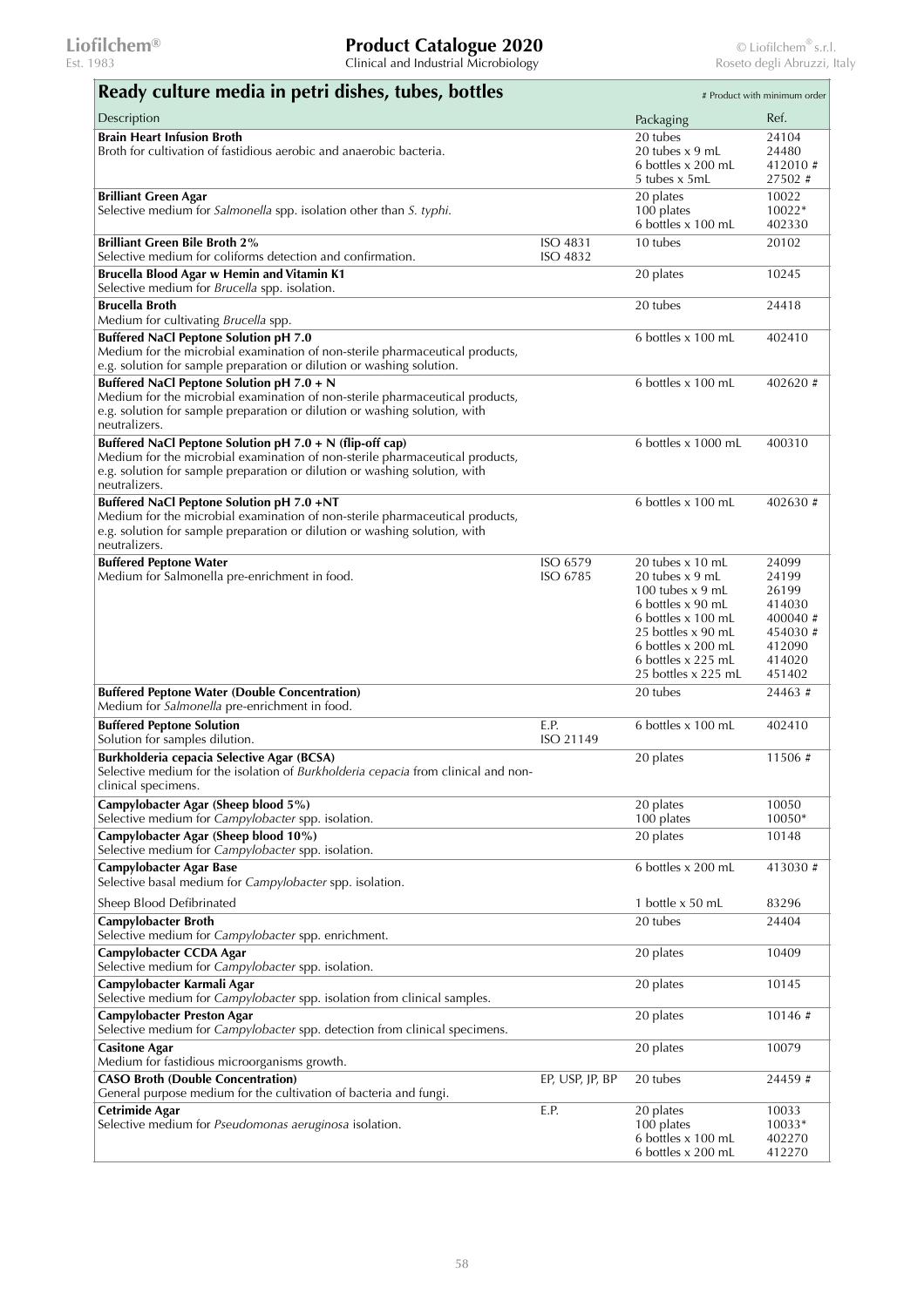## Ready culture media in petri dishes, tubes, bottles

# Product with minimum order

| Description | | Packaging | Ref. |
|---|---|---|---|
| **Brain Heart Infusion Broth**<br>Broth for cultivation of fastidious aerobic and anaerobic bacteria. | | 20 tubes<br>20 tubes x 9 mL<br>6 bottles x 200 mL<br>5 tubes x 5mL | 24104<br>24480<br>412010 #<br>27502 # |
| **Brilliant Green Agar**<br>Selective medium for *Salmonella* spp. isolation other than *S. typhi*. | | 20 plates<br>100 plates<br>6 bottles x 100 mL | 10022<br>10022*<br>402330 |
| **Brilliant Green Bile Broth 2%**<br>Selective medium for coliforms detection and confirmation. | ISO 4831<br>ISO 4832 | 10 tubes | 20102 |
| **Brucella Blood Agar w Hemin and Vitamin K1**<br>Selective medium for *Brucella* spp. isolation. | | 20 plates | 10245 |
| **Brucella Broth**<br>Medium for cultivating *Brucella* spp. | | 20 tubes | 24418 |
| **Buffered NaCl Peptone Solution pH 7.0**<br>Medium for the microbial examination of non-sterile pharmaceutical products, e.g. solution for sample preparation or dilution or washing solution. | | 6 bottles x 100 mL | 402410 |
| **Buffered NaCl Peptone Solution pH 7.0 + N**<br>Medium for the microbial examination of non-sterile pharmaceutical products, e.g. solution for sample preparation or dilution or washing solution, with neutralizers. | | 6 bottles x 100 mL | 402620 # |
| **Buffered NaCl Peptone Solution pH 7.0 + N (flip-off cap)**<br>Medium for the microbial examination of non-sterile pharmaceutical products, e.g. solution for sample preparation or dilution or washing solution, with neutralizers. | | 6 bottles x 1000 mL | 400310 |
| **Buffered NaCl Peptone Solution pH 7.0 +NT**<br>Medium for the microbial examination of non-sterile pharmaceutical products, e.g. solution for sample preparation or dilution or washing solution, with neutralizers. | | 6 bottles x 100 mL | 402630 # |
| **Buffered Peptone Water**<br>Medium for Salmonella pre-enrichment in food. | ISO 6579<br>ISO 6785 | 20 tubes x 10 mL<br>20 tubes x 9 mL<br>100 tubes x 9 mL<br>6 bottles x 90 mL<br>6 bottles x 100 mL<br>25 bottles x 90 mL<br>6 bottles x 200 mL<br>6 bottles x 225 mL<br>25 bottles x 225 mL | 24099<br>24199<br>26199<br>414030<br>400040 #<br>454030 #<br>412090<br>414020<br>451402 |
| **Buffered Peptone Water (Double Concentration)**<br>Medium for *Salmonella* pre-enrichment in food. | | 20 tubes | 24463 # |
| **Buffered Peptone Solution**<br>Solution for samples dilution. | E.P.<br>ISO 21149 | 6 bottles x 100 mL | 402410 |
| **Burkholderia cepacia Selective Agar (BCSA)**<br>Selective medium for the isolation of *Burkholderia cepacia* from clinical and non-clinical specimens. | | 20 plates | 11506 # |
| **Campylobacter Agar (Sheep blood 5%)**<br>Selective medium for *Campylobacter* spp. isolation. | | 20 plates<br>100 plates | 10050<br>10050* |
| **Campylobacter Agar (Sheep blood 10%)**<br>Selective medium for *Campylobacter* spp. isolation. | | 20 plates | 10148 |
| **Campylobacter Agar Base**<br>Selective basal medium for *Campylobacter* spp. isolation. | | 6 bottles x 200 mL | 413030 # |
| Sheep Blood Defibrinated | | 1 bottle x 50 mL | 83296 |
| **Campylobacter Broth**<br>Selective medium for *Campylobacter* spp. enrichment. | | 20 tubes | 24404 |
| **Campylobacter CCDA Agar**<br>Selective medium for *Campylobacter* spp. isolation. | | 20 plates | 10409 |
| **Campylobacter Karmali Agar**<br>Selective medium for *Campylobacter* spp. isolation from clinical samples. | | 20 plates | 10145 |
| **Campylobacter Preston Agar**<br>Selective medium for *Campylobacter* spp. detection from clinical specimens. | | 20 plates | 10146 # |
| **Casitone Agar**<br>Medium for fastidious microorganisms growth. | | 20 plates | 10079 |
| **CASO Broth (Double Concentration)**<br>General purpose medium for the cultivation of bacteria and fungi. | EP, USP, JP, BP | 20 tubes | 24459 # |
| **Cetrimide Agar**<br>Selective medium for *Pseudomonas aeruginosa* isolation. | E.P. | 20 plates<br>100 plates<br>6 bottles x 100 mL<br>6 bottles x 200 mL | 10033<br>10033*<br>402270<br>412270 |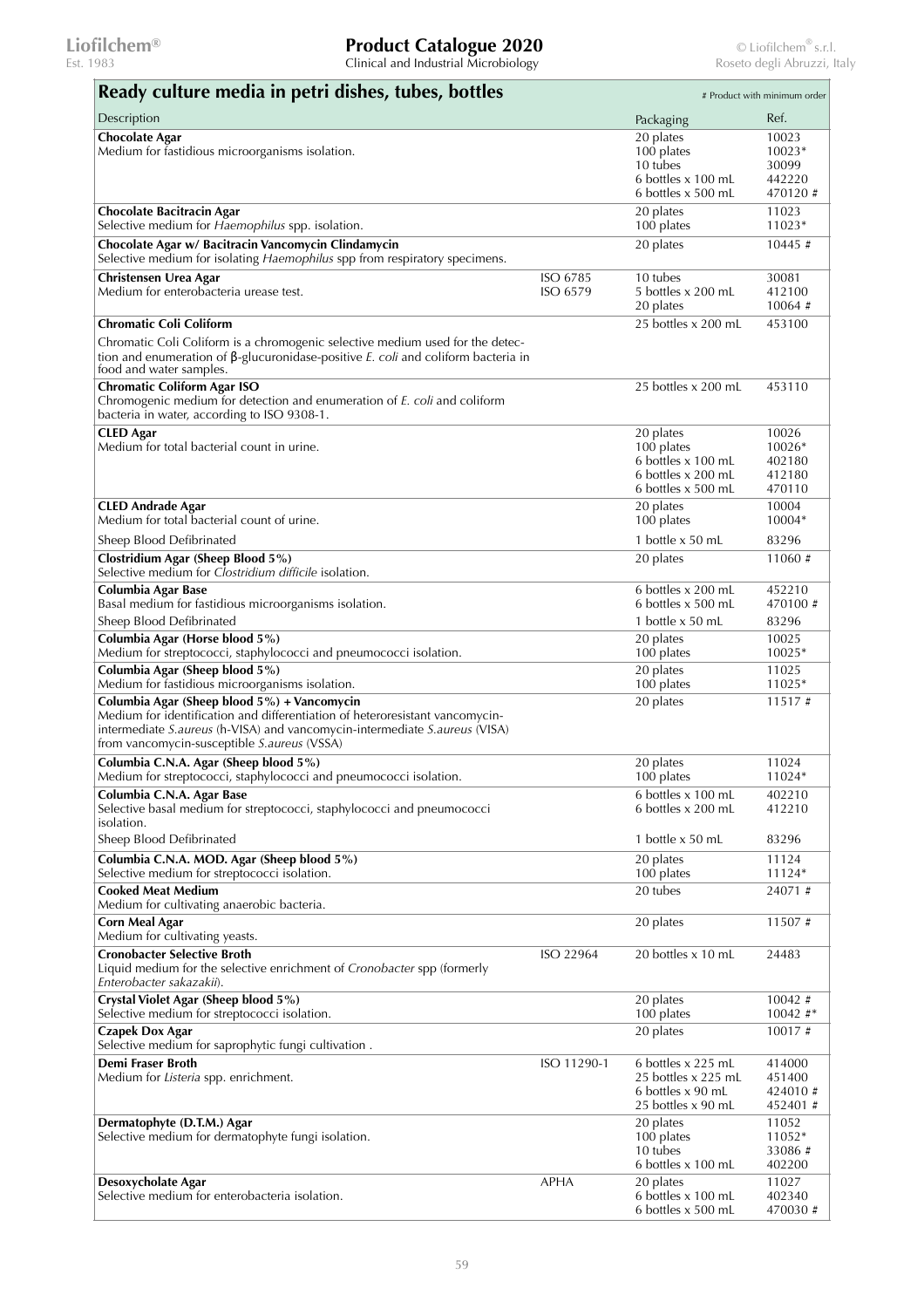## Ready culture media in petri dishes, tubes, bottles

\# Product with minimum order

| Description | | Packaging | Ref. |
|---|---|---|---|
| **Chocolate Agar**<br>Medium for fastidious microorganisms isolation. | | 20 plates<br>100 plates<br>10 tubes<br>6 bottles x 100 mL<br>6 bottles x 500 mL | 10023<br>10023*<br>30099<br>442220<br>470120 # |
| **Chocolate Bacitracin Agar**<br>Selective medium for *Haemophilus* spp. isolation. | | 20 plates<br>100 plates | 11023<br>11023* |
| **Chocolate Agar w/ Bacitracin Vancomycin Clindamycin**<br>Selective medium for isolating *Haemophilus* spp from respiratory specimens. | | 20 plates | 10445 # |
| **Christensen Urea Agar**<br>Medium for enterobacteria urease test. | ISO 6785<br>ISO 6579 | 10 tubes<br>5 bottles x 200 mL<br>20 plates | 30081<br>412100<br>10064 # |
| **Chromatic Coli Coliform**<br>Chromatic Coli Coliform is a chromogenic selective medium used for the detection and enumeration of β-glucuronidase-positive *E. coli* and coliform bacteria in food and water samples. | | 25 bottles x 200 mL | 453100 |
| **Chromatic Coliform Agar ISO**<br>Chromogenic medium for detection and enumeration of *E. coli* and coliform bacteria in water, according to ISO 9308-1. | | 25 bottles x 200 mL | 453110 |
| **CLED Agar**<br>Medium for total bacterial count in urine. | | 20 plates<br>100 plates<br>6 bottles x 100 mL<br>6 bottles x 200 mL<br>6 bottles x 500 mL | 10026<br>10026*<br>402180<br>412180<br>470110 |
| **CLED Andrade Agar**<br>Medium for total bacterial count of urine. | | 20 plates<br>100 plates | 10004<br>10004* |
| Sheep Blood Defibrinated | | 1 bottle x 50 mL | 83296 |
| **Clostridium Agar (Sheep Blood 5%)**<br>Selective medium for *Clostridium difficile* isolation. | | 20 plates | 11060 # |
| **Columbia Agar Base**<br>Basal medium for fastidious microorganisms isolation. | | 6 bottles x 200 mL<br>6 bottles x 500 mL | 452210<br>470100 # |
| Sheep Blood Defibrinated | | 1 bottle x 50 mL | 83296 |
| **Columbia Agar (Horse blood 5%)**<br>Medium for streptococci, staphylococci and pneumococci isolation. | | 20 plates<br>100 plates | 10025<br>10025* |
| **Columbia Agar (Sheep blood 5%)**<br>Medium for fastidious microorganisms isolation. | | 20 plates<br>100 plates | 11025<br>11025* |
| **Columbia Agar (Sheep blood 5%) + Vancomycin**<br>Medium for identification and differentiation of heteroresistant vancomycin-intermediate *S.aureus* (h-VISA) and vancomycin-intermediate *S.aureus* (VISA) from vancomycin-susceptible *S.aureus* (VSSA) | | 20 plates | 11517 # |
| **Columbia C.N.A. Agar (Sheep blood 5%)**<br>Medium for streptococci, staphylococci and pneumococci isolation. | | 20 plates<br>100 plates | 11024<br>11024* |
| **Columbia C.N.A. Agar Base**<br>Selective basal medium for streptococci, staphylococci and pneumococci isolation. | | 6 bottles x 100 mL<br>6 bottles x 200 mL | 402210<br>412210 |
| Sheep Blood Defibrinated | | 1 bottle x 50 mL | 83296 |
| **Columbia C.N.A. MOD. Agar (Sheep blood 5%)**<br>Selective medium for streptococci isolation. | | 20 plates<br>100 plates | 11124<br>11124* |
| **Cooked Meat Medium**<br>Medium for cultivating anaerobic bacteria. | | 20 tubes | 24071 # |
| **Corn Meal Agar**<br>Medium for cultivating yeasts. | | 20 plates | 11507 # |
| **Cronobacter Selective Broth**<br>Liquid medium for the selective enrichment of *Cronobacter* spp (formerly *Enterobacter sakazakii*). | ISO 22964 | 20 bottles x 10 mL | 24483 |
| **Crystal Violet Agar (Sheep blood 5%)**<br>Selective medium for streptococci isolation. | | 20 plates<br>100 plates | 10042 #<br>10042 #* |
| **Czapek Dox Agar**<br>Selective medium for saprophytic fungi cultivation . | | 20 plates | 10017 # |
| **Demi Fraser Broth**<br>Medium for *Listeria* spp. enrichment. | ISO 11290-1 | 6 bottles x 225 mL<br>25 bottles x 225 mL<br>6 bottles x 90 mL<br>25 bottles x 90 mL | 414000<br>451400<br>424010 #<br>452401 # |
| **Dermatophyte (D.T.M.) Agar**<br>Selective medium for dermatophyte fungi isolation. | | 20 plates<br>100 plates<br>10 tubes<br>6 bottles x 100 mL | 11052<br>11052*<br>33086 #<br>402200 |
| **Desoxycholate Agar**<br>Selective medium for enterobacteria isolation. | APHA | 20 plates<br>6 bottles x 100 mL<br>6 bottles x 500 mL | 11027<br>402340<br>470030 # |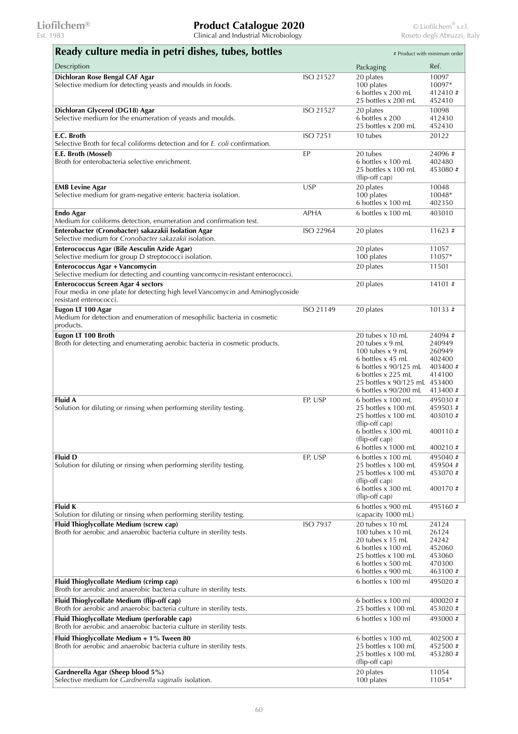## Ready culture media in petri dishes, tubes, bottles

# Product with minimum order

| Description | | Packaging | Ref. |
|---|---|---|---|
| **Dichloran Rose Bengal CAF Agar**<br>Selective medium for detecting yeasts and moulds in foods. | ISO 21527 | 20 plates<br>100 plates<br>6 bottles x 200 mL<br>25 bottles x 200 mL | 10097<br>10097*<br>412410 #<br>452410 |
| **Dichloran Glycerol (DG18) Agar**<br>Selective medium for the enumeration of yeasts and moulds. | ISO 21527 | 20 plates<br>6 bottles x 200<br>25 bottles x 200 mL | 10098<br>412430<br>452430 |
| **E.C. Broth**<br>Selective Broth for fecal coliforms detection and for *E. coli* confirmation. | ISO 7251 | 10 tubes | 20122 |
| **E.E. Broth (Mossel)**<br>Broth for enterobacteria selective enrichment. | EP | 20 tubes<br>6 bottles x 100 mL<br>25 bottles x 100 mL (flip-off cap) | 24096 #<br>402480<br>453080 # |
| **EMB Levine Agar**<br>Selective medium for gram-negative enteric bacteria isolation. | USP | 20 plates<br>100 plates<br>6 bottles x 100 mL | 10048<br>10048*<br>402350 |
| **Endo Agar**<br>Medium for coliforms detection, enumeration and confirmation test. | APHA | 6 bottles x 100 mL | 403010 |
| **Enterobacter (Cronobacter) sakazakii Isolation Agar**<br>Selective medium for *Cronobacter sakazakii* isolation. | ISO 22964 | 20 plates | 11623 # |
| **Enterococcus Agar (Bile Aesculin Azide Agar)**<br>Selective medium for group D streptococci isolation. | | 20 plates<br>100 plates | 11057<br>11057* |
| **Enterococcus Agar + Vancomycin**<br>Selective medium for detecting and counting vancomycin-resistant enterococci. | | 20 plates | 11501 |
| **Enterococcus Screen Agar 4 sectors**<br>Four media in one plate for detecting high level Vancomycin and Aminoglycoside resistant enterococci. | | 20 plates | 14101 # |
| **Eugon LT 100 Agar**<br>Medium for detection and enumeration of mesophilic bacteria in cosmetic products. | ISO 21149 | 20 plates | 10133 # |
| **Eugon LT 100 Broth**<br>Broth for detecting and enumerating aerobic bacteria in cosmetic products. | | 20 tubes x 10 mL<br>20 tubes x 9 mL<br>100 tubes x 9 mL<br>6 bottles x 45 mL<br>6 bottles x 90/125 mL<br>6 bottles x 225 mL<br>25 bottles x 90/125 mL<br>6 bottles x 90/200 mL | 24094 #<br>240949<br>260949<br>402400<br>403400 #<br>414100<br>453400<br>413400 # |
| **Fluid A**<br>Solution for diluting or rinsing when performing sterility testing. | EP, USP | 6 bottles x 100 mL<br>25 bottles x 100 mL<br>25 bottles x 100 mL (flip-off cap)<br>6 bottles x 300 mL (flip-off cap)<br>6 bottles x 1000 mL | 495030 #<br>459503 #<br>403010 #<br>400110 #<br>400210 # |
| **Fluid D**<br>Solution for diluting or rinsing when performing sterility testing. | EP, USP | 6 bottles x 100 mL<br>25 bottles x 100 mL<br>25 bottles x 100 mL (flip-off cap)<br>6 bottles x 300 mL (flip-off cap) | 495040 #<br>459504 #<br>453070 #<br>400170 # |
| **Fluid K**<br>Solution for diluting or rinsing when performing sterility testing. | | 6 bottles x 900 mL (capacity 1000 mL) | 495160 # |
| **Fluid Thioglycollate Medium (screw cap)**<br>Broth for aerobic and anaerobic bacteria culture in sterility tests. | ISO 7937 | 20 tubes x 10 mL<br>100 tubes x 10 mL<br>20 tubes x 15 mL<br>6 bottles x 100 mL<br>25 bottles x 100 mL<br>6 bottles x 500 mL<br>6 bottles x 900 mL | 24124<br>26124<br>24242<br>452060<br>453060<br>470300<br>463100 # |
| **Fluid Thioglycollate Medium (crimp cap)**<br>Broth for aerobic and anaerobic bacteria culture in sterility tests. | | 6 bottles x 100 ml | 495020 # |
| **Fluid Thioglycollate Medium (flip-off cap)**<br>Broth for aerobic and anaerobic bacteria culture in sterility tests. | | 6 bottles x 100 ml<br>25 bottles x 100 mL | 400020 #<br>453020 # |
| **Fluid Thioglycollate Medium (perforable cap)**<br>Broth for aerobic and anaerobic bacteria culture in sterility tests. | | 6 bottles x 100 ml | 493000 # |
| **Fluid Thioglycollate Medium + 1% Tween 80**<br>Broth for aerobic and anaerobic bacteria culture in sterility tests. | | 6 bottles x 100 mL<br>25 bottles x 100 mL<br>25 bottles x 100 mL (flip-off cap) | 402500 #<br>452500 #<br>453280 # |
| **Gardnerella Agar (Sheep blood 5%)**<br>Selective medium for *Gardnerella vaginalis* isolation. | | 20 plates<br>100 plates | 11054<br>11054* |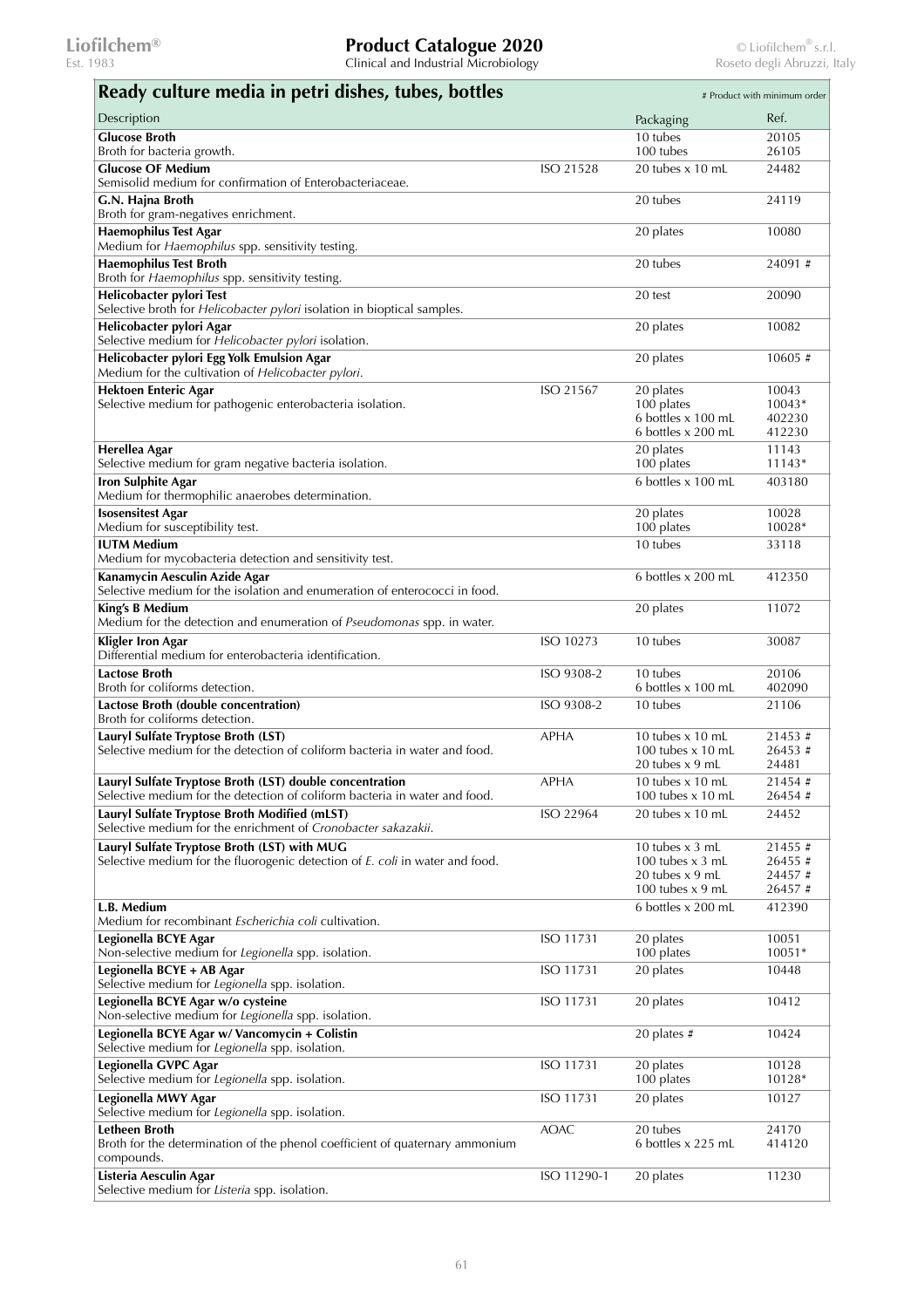## Ready culture media in petri dishes, tubes, bottles

# Product with minimum order

| Description | | Packaging | Ref. |
|---|---|---|---|
| **Glucose Broth**<br>Broth for bacteria growth. | | 10 tubes<br>100 tubes | 20105<br>26105 |
| **Glucose OF Medium**<br>Semisolid medium for confirmation of Enterobacteriaceae. | ISO 21528 | 20 tubes x 10 mL | 24482 |
| **G.N. Hajna Broth**<br>Broth for gram-negatives enrichment. | | 20 tubes | 24119 |
| **Haemophilus Test Agar**<br>Medium for *Haemophilus* spp. sensitivity testing. | | 20 plates | 10080 |
| **Haemophilus Test Broth**<br>Broth for *Haemophilus* spp. sensitivity testing. | | 20 tubes | 24091 # |
| **Helicobacter pylori Test**<br>Selective broth for *Helicobacter pylori* isolation in bioptical samples. | | 20 test | 20090 |
| **Helicobacter pylori Agar**<br>Selective medium for *Helicobacter pylori* isolation. | | 20 plates | 10082 |
| **Helicobacter pylori Egg Yolk Emulsion Agar**<br>Medium for the cultivation of *Helicobacter pylori*. | | 20 plates | 10605 # |
| **Hektoen Enteric Agar**<br>Selective medium for pathogenic enterobacteria isolation. | ISO 21567 | 20 plates<br>100 plates<br>6 bottles x 100 mL<br>6 bottles x 200 mL | 10043<br>10043*<br>402230<br>412230 |
| **Herellea Agar**<br>Selective medium for gram negative bacteria isolation. | | 20 plates<br>100 plates | 11143<br>11143* |
| **Iron Sulphite Agar**<br>Medium for thermophilic anaerobes determination. | | 6 bottles x 100 mL | 403180 |
| **Isosensitest Agar**<br>Medium for susceptibility test. | | 20 plates<br>100 plates | 10028<br>10028* |
| **IUTM Medium**<br>Medium for mycobacteria detection and sensitivity test. | | 10 tubes | 33118 |
| **Kanamycin Aesculin Azide Agar**<br>Selective medium for the isolation and enumeration of enterococci in food. | | 6 bottles x 200 mL | 412350 |
| **King's B Medium**<br>Medium for the detection and enumeration of *Pseudomonas* spp. in water. | | 20 plates | 11072 |
| **Kligler Iron Agar**<br>Differential medium for enterobacteria identification. | ISO 10273 | 10 tubes | 30087 |
| **Lactose Broth**<br>Broth for coliforms detection. | ISO 9308-2 | 10 tubes<br>6 bottles x 100 mL | 20106<br>402090 |
| **Lactose Broth (double concentration)**<br>Broth for coliforms detection. | ISO 9308-2 | 10 tubes | 21106 |
| **Lauryl Sulfate Tryptose Broth (LST)**<br>Selective medium for the detection of coliform bacteria in water and food. | APHA | 10 tubes x 10 mL<br>100 tubes x 10 mL<br>20 tubes x 9 mL | 21453 #<br>26453 #<br>24481 |
| **Lauryl Sulfate Tryptose Broth (LST) double concentration**<br>Selective medium for the detection of coliform bacteria in water and food. | APHA | 10 tubes x 10 mL<br>100 tubes x 10 mL | 21454 #<br>26454 # |
| **Lauryl Sulfate Tryptose Broth Modified (mLST)**<br>Selective medium for the enrichment of *Cronobacter sakazakii*. | ISO 22964 | 20 tubes x 10 mL | 24452 |
| **Lauryl Sulfate Tryptose Broth (LST) with MUG**<br>Selective medium for the fluorogenic detection of *E. coli* in water and food. | | 10 tubes x 3 mL<br>100 tubes x 3 mL<br>20 tubes x 9 mL<br>100 tubes x 9 mL | 21455 #<br>26455 #<br>24457 #<br>26457 # |
| **L.B. Medium**<br>Medium for recombinant *Escherichia coli* cultivation. | | 6 bottles x 200 mL | 412390 |
| **Legionella BCYE Agar**<br>Non-selective medium for *Legionella* spp. isolation. | ISO 11731 | 20 plates<br>100 plates | 10051<br>10051* |
| **Legionella BCYE + AB Agar**<br>Selective medium for *Legionella* spp. isolation. | ISO 11731 | 20 plates | 10448 |
| **Legionella BCYE Agar w/o cysteine**<br>Non-selective medium for *Legionella* spp. isolation. | ISO 11731 | 20 plates | 10412 |
| **Legionella BCYE Agar w/ Vancomycin + Colistin**<br>Selective medium for *Legionella* spp. isolation. | | 20 plates # | 10424 |
| **Legionella GVPC Agar**<br>Selective medium for *Legionella* spp. isolation. | ISO 11731 | 20 plates<br>100 plates | 10128<br>10128* |
| **Legionella MWY Agar**<br>Selective medium for *Legionella* spp. isolation. | ISO 11731 | 20 plates | 10127 |
| **Letheen Broth**<br>Broth for the determination of the phenol coefficient of quaternary ammonium compounds. | AOAC | 20 tubes<br>6 bottles x 225 mL | 24170<br>414120 |
| **Listeria Aesculin Agar**<br>Selective medium for *Listeria* spp. isolation. | ISO 11290-1 | 20 plates | 11230 |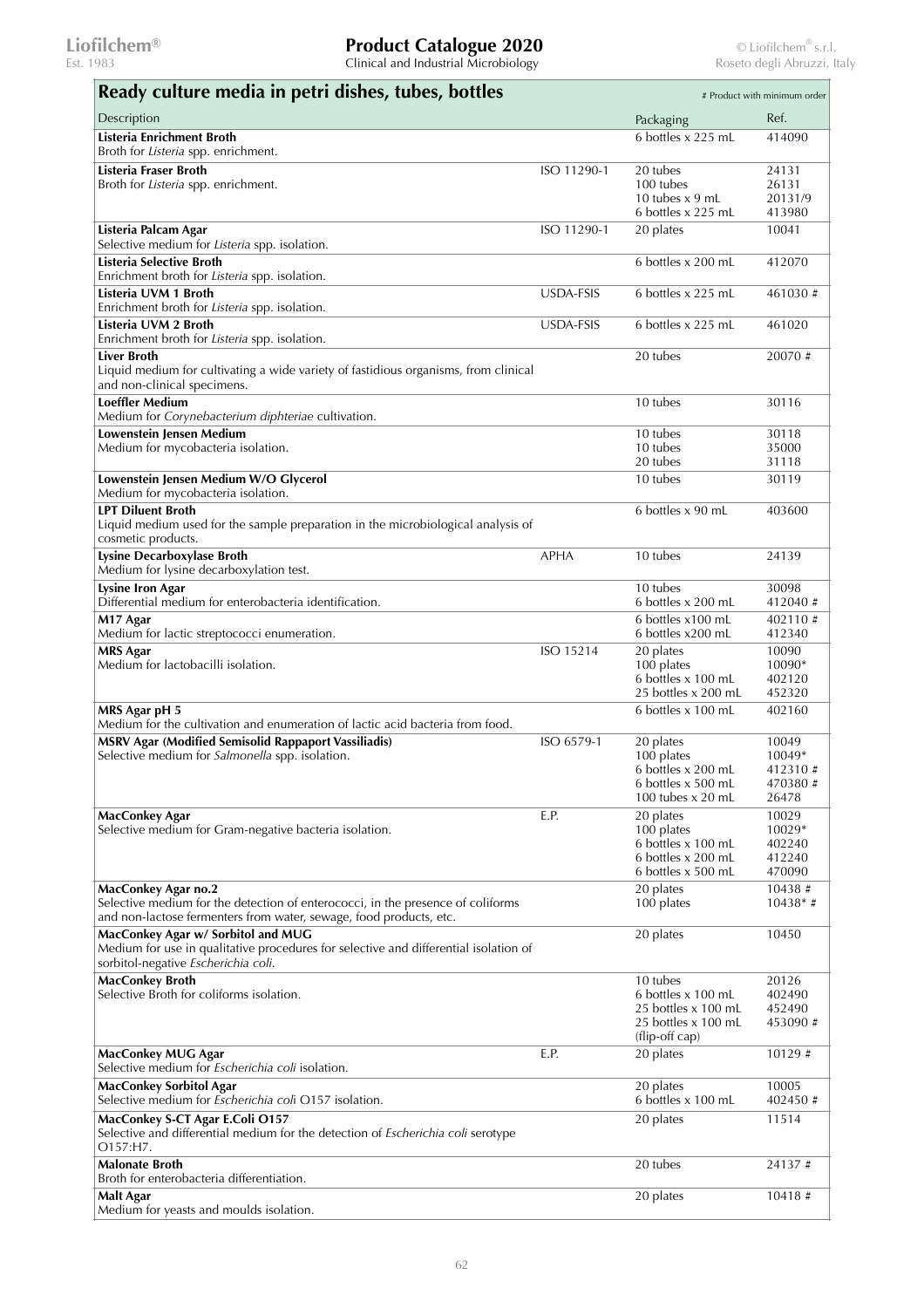## Ready culture media in petri dishes, tubes, bottles

# Product with minimum order

| Description | | Packaging | Ref. |
|---|---|---|---|
| **Listeria Enrichment Broth**<br>Broth for *Listeria* spp. enrichment. | | 6 bottles x 225 mL | 414090 |
| **Listeria Fraser Broth**<br>Broth for *Listeria* spp. enrichment. | ISO 11290-1 | 20 tubes<br>100 tubes<br>10 tubes x 9 mL<br>6 bottles x 225 mL | 24131<br>26131<br>20131/9<br>413980 |
| **Listeria Palcam Agar**<br>Selective medium for *Listeria* spp. isolation. | ISO 11290-1 | 20 plates | 10041 |
| **Listeria Selective Broth**<br>Enrichment broth for *Listeria* spp. isolation. | | 6 bottles x 200 mL | 412070 |
| **Listeria UVM 1 Broth**<br>Enrichment broth for *Listeria* spp. isolation. | USDA-FSIS | 6 bottles x 225 mL | 461030 # |
| **Listeria UVM 2 Broth**<br>Enrichment broth for *Listeria* spp. isolation. | USDA-FSIS | 6 bottles x 225 mL | 461020 |
| **Liver Broth**<br>Liquid medium for cultivating a wide variety of fastidious organisms, from clinical and non-clinical specimens. | | 20 tubes | 20070 # |
| **Loeffler Medium**<br>Medium for *Corynebacterium diphteriae* cultivation. | | 10 tubes | 30116 |
| **Lowenstein Jensen Medium**<br>Medium for mycobacteria isolation. | | 10 tubes<br>10 tubes<br>20 tubes | 30118<br>35000<br>31118 |
| **Lowenstein Jensen Medium W/O Glycerol**<br>Medium for mycobacteria isolation. | | 10 tubes | 30119 |
| **LPT Diluent Broth**<br>Liquid medium used for the sample preparation in the microbiological analysis of cosmetic products. | | 6 bottles x 90 mL | 403600 |
| **Lysine Decarboxylase Broth**<br>Medium for lysine decarboxylation test. | APHA | 10 tubes | 24139 |
| **Lysine Iron Agar**<br>Differential medium for enterobacteria identification. | | 10 tubes<br>6 bottles x 200 mL | 30098<br>412040 # |
| **M17 Agar**<br>Medium for lactic streptococci enumeration. | | 6 bottles x100 mL<br>6 bottles x200 mL | 402110 #<br>412340 |
| **MRS Agar**<br>Medium for lactobacilli isolation. | ISO 15214 | 20 plates<br>100 plates<br>6 bottles x 100 mL<br>25 bottles x 200 mL | 10090<br>10090*<br>402120<br>452320 |
| **MRS Agar pH 5**<br>Medium for the cultivation and enumeration of lactic acid bacteria from food. | | 6 bottles x 100 mL | 402160 |
| **MSRV Agar (Modified Semisolid Rappaport Vassiliadis)**<br>Selective medium for *Salmonella* spp. isolation. | ISO 6579-1 | 20 plates<br>100 plates<br>6 bottles x 200 mL<br>6 bottles x 500 mL<br>100 tubes x 20 mL | 10049<br>10049*<br>412310 #<br>470380 #<br>26478 |
| **MacConkey Agar**<br>Selective medium for Gram-negative bacteria isolation. | E.P. | 20 plates<br>100 plates<br>6 bottles x 100 mL<br>6 bottles x 200 mL<br>6 bottles x 500 mL | 10029<br>10029*<br>402240<br>412240<br>470090 |
| **MacConkey Agar no.2**<br>Selective medium for the detection of enterococci, in the presence of coliforms and non-lactose fermenters from water, sewage, food products, etc. | | 20 plates<br>100 plates | 10438 #<br>10438* # |
| **MacConkey Agar w/ Sorbitol and MUG**<br>Medium for use in qualitative procedures for selective and differential isolation of sorbitol-negative *Escherichia coli*. | | 20 plates | 10450 |
| **MacConkey Broth**<br>Selective Broth for coliforms isolation. | | 10 tubes<br>6 bottles x 100 mL<br>25 bottles x 100 mL<br>25 bottles x 100 mL (flip-off cap) | 20126<br>402490<br>452490<br>453090 # |
| **MacConkey MUG Agar**<br>Selective medium for *Escherichia coli* isolation. | E.P. | 20 plates | 10129 # |
| **MacConkey Sorbitol Agar**<br>Selective medium for *Escherichia coli* O157 isolation. | | 20 plates<br>6 bottles x 100 mL | 10005<br>402450 # |
| **MacConkey S-CT Agar E.Coli O157**<br>Selective and differential medium for the detection of *Escherichia coli* serotype O157:H7. | | 20 plates | 11514 |
| **Malonate Broth**<br>Broth for enterobacteria differentiation. | | 20 tubes | 24137 # |
| **Malt Agar**<br>Medium for yeasts and moulds isolation. | | 20 plates | 10418 # |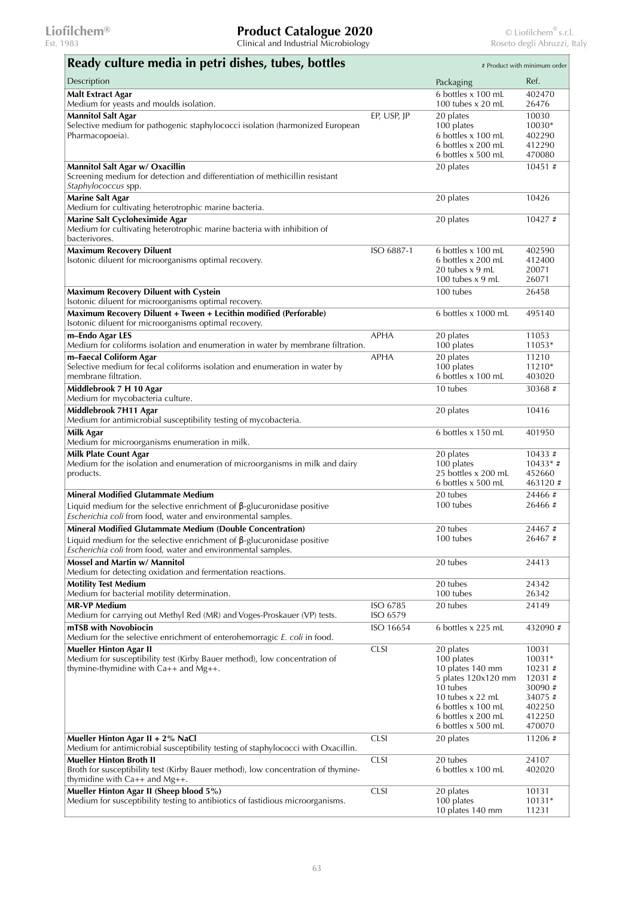## Ready culture media in petri dishes, tubes, bottles

# Product with minimum order

| Description | | Packaging | Ref. |
|---|---|---|---|
| **Malt Extract Agar**<br>Medium for yeasts and moulds isolation. | | 6 bottles x 100 mL<br>100 tubes x 20 mL | 402470<br>26476 |
| **Mannitol Salt Agar**<br>Selective medium for pathogenic staphylococci isolation (harmonized European Pharmacopoeia). | EP, USP, JP | 20 plates<br>100 plates<br>6 bottles x 100 mL<br>6 bottles x 200 mL<br>6 bottles x 500 mL | 10030<br>10030*<br>402290<br>412290<br>470080 |
| **Mannitol Salt Agar w/ Oxacillin**<br>Screening medium for detection and differentiation of methicillin resistant *Staphylococcus* spp. | | 20 plates | 10451 # |
| **Marine Salt Agar**<br>Medium for cultivating heterotrophic marine bacteria. | | 20 plates | 10426 |
| **Marine Salt Cycloheximide Agar**<br>Medium for cultivating heterotrophic marine bacteria with inhibition of bacterivores. | | 20 plates | 10427 # |
| **Maximum Recovery Diluent**<br>Isotonic diluent for microorganisms optimal recovery. | ISO 6887-1 | 6 bottles x 100 mL<br>6 bottles x 200 mL<br>20 tubes x 9 mL<br>100 tubes x 9 mL | 402590<br>412400<br>20071<br>26071 |
| **Maximum Recovery Diluent with Cystein**<br>Isotonic diluent for microorganisms optimal recovery. | | 100 tubes | 26458 |
| **Maximum Recovery Diluent + Tween + Lecithin modified (Perforable)**<br>Isotonic diluent for microorganisms optimal recovery. | | 6 bottles x 1000 mL | 495140 |
| **m–Endo Agar LES**<br>Medium for coliforms isolation and enumeration in water by membrane filtration. | APHA | 20 plates<br>100 plates | 11053<br>11053* |
| **m–Faecal Coliform Agar**<br>Selective medium for fecal coliforms isolation and enumeration in water by membrane filtration. | APHA | 20 plates<br>100 plates<br>6 bottles x 100 mL | 11210<br>11210*<br>403020 |
| **Middlebrook 7 H 10 Agar**<br>Medium for mycobacteria culture. | | 10 tubes | 30368 # |
| **Middlebrook 7H11 Agar**<br>Medium for antimicrobial susceptibility testing of mycobacteria. | | 20 plates | 10416 |
| **Milk Agar**<br>Medium for microorganisms enumeration in milk. | | 6 bottles x 150 mL | 401950 |
| **Milk Plate Count Agar**<br>Medium for the isolation and enumeration of microorganisms in milk and dairy products. | | 20 plates<br>100 plates<br>25 bottles x 200 mL<br>6 bottles x 500 mL | 10433 #<br>10433* #<br>452660<br>463120 # |
| **Mineral Modified Glutammate Medium**<br>Liquid medium for the selective enrichment of β-glucuronidase positive *Escherichia coli* from food, water and environmental samples. | | 20 tubes<br>100 tubes | 24466 #<br>26466 # |
| **Mineral Modified Glutammate Medium (Double Concentration)**<br>Liquid medium for the selective enrichment of β-glucuronidase positive *Escherichia coli* from food, water and environmental samples. | | 20 tubes<br>100 tubes | 24467 #<br>26467 # |
| **Mossel and Martin w/ Mannitol**<br>Medium for detecting oxidation and fermentation reactions. | | 20 tubes | 24413 |
| **Motility Test Medium**<br>Medium for bacterial motility determination. | | 20 tubes<br>100 tubes | 24342<br>26342 |
| **MR-VP Medium**<br>Medium for carrying out Methyl Red (MR) and Voges-Proskauer (VP) tests. | ISO 6785<br>ISO 6579 | 20 tubes | 24149 |
| **mTSB with Novobiocin**<br>Medium for the selective enrichment of enterohemorragic *E. coli* in food. | ISO 16654 | 6 bottles x 225 mL | 432090 # |
| **Mueller Hinton Agar II**<br>Medium for susceptibility test (Kirby Bauer method), low concentration of thymine-thymidine with Ca++ and Mg++. | CLSI | 20 plates<br>100 plates<br>10 plates 140 mm<br>5 plates 120x120 mm<br>10 tubes<br>10 tubes x 22 mL<br>6 bottles x 100 mL<br>6 bottles x 200 mL<br>6 bottles x 500 mL | 10031<br>10031*<br>10231 #<br>12031 #<br>30090 #<br>34075 #<br>402250<br>412250<br>470070 |
| **Mueller Hinton Agar II + 2% NaCl**<br>Medium for antimicrobial susceptibility testing of staphylococci with Oxacillin. | CLSI | 20 plates | 11206 # |
| **Mueller Hinton Broth II**<br>Broth for susceptibility test (Kirby Bauer method), low concentration of thymine-thymidine with Ca++ and Mg++. | CLSI | 20 tubes<br>6 bottles x 100 mL | 24107<br>402020 |
| **Mueller Hinton Agar II (Sheep blood 5%)**<br>Medium for susceptibility testing to antibiotics of fastidious microorganisms. | CLSI | 20 plates<br>100 plates<br>10 plates 140 mm | 10131<br>10131*<br>11231 |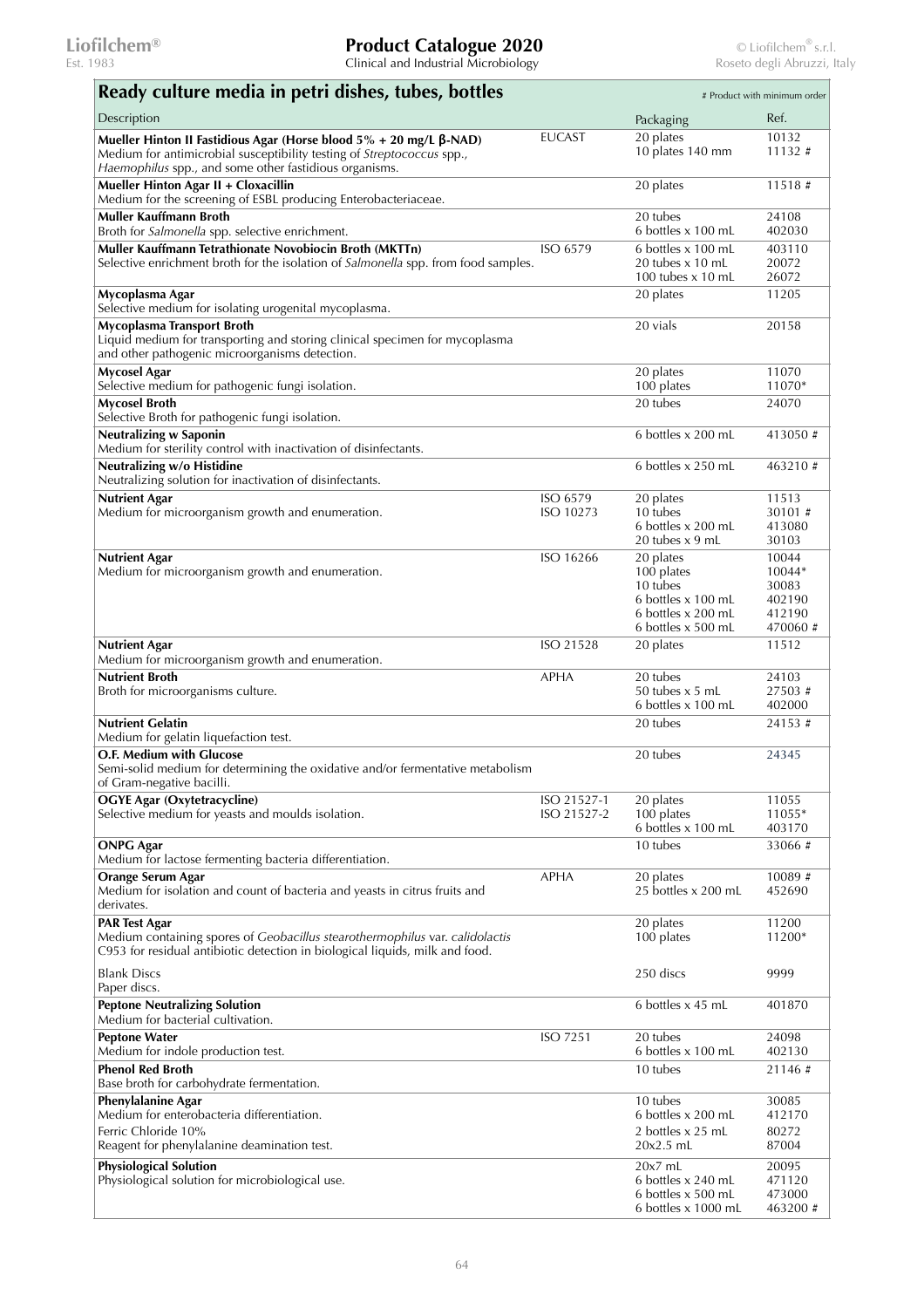## Ready culture media in petri dishes, tubes, bottles

# Product with minimum order

| Description | | Packaging | Ref. |
|---|---|---|---|
| **Mueller Hinton II Fastidious Agar (Horse blood 5% + 20 mg/L β-NAD)**<br>Medium for antimicrobial susceptibility testing of *Streptococcus* spp., *Haemophilus* spp., and some other fastidious organisms. | EUCAST | 20 plates<br>10 plates 140 mm | 10132<br>11132 # |
| **Mueller Hinton Agar II + Cloxacillin**<br>Medium for the screening of ESBL producing Enterobacteriaceae. | | 20 plates | 11518 # |
| **Muller Kauffmann Broth**<br>Broth for *Salmonella* spp. selective enrichment. | | 20 tubes<br>6 bottles x 100 mL | 24108<br>402030 |
| **Muller Kauffmann Tetrathionate Novobiocin Broth (MKTTn)**<br>Selective enrichment broth for the isolation of *Salmonella* spp. from food samples. | ISO 6579 | 6 bottles x 100 mL<br>20 tubes x 10 mL<br>100 tubes x 10 mL | 403110<br>20072<br>26072 |
| **Mycoplasma Agar**<br>Selective medium for isolating urogenital mycoplasma. | | 20 plates | 11205 |
| **Mycoplasma Transport Broth**<br>Liquid medium for transporting and storing clinical specimen for mycoplasma and other pathogenic microorganisms detection. | | 20 vials | 20158 |
| **Mycosel Agar**<br>Selective medium for pathogenic fungi isolation. | | 20 plates<br>100 plates | 11070<br>11070* |
| **Mycosel Broth**<br>Selective Broth for pathogenic fungi isolation. | | 20 tubes | 24070 |
| **Neutralizing w Saponin**<br>Medium for sterility control with inactivation of disinfectants. | | 6 bottles x 200 mL | 413050 # |
| **Neutralizing w/o Histidine**<br>Neutralizing solution for inactivation of disinfectants. | | 6 bottles x 250 mL | 463210 # |
| **Nutrient Agar**<br>Medium for microorganism growth and enumeration. | ISO 6579<br>ISO 10273 | 20 plates<br>10 tubes<br>6 bottles x 200 mL<br>20 tubes x 9 mL | 11513<br>30101 #<br>413080<br>30103 |
| **Nutrient Agar**<br>Medium for microorganism growth and enumeration. | ISO 16266 | 20 plates<br>100 plates<br>10 tubes<br>6 bottles x 100 mL<br>6 bottles x 200 mL<br>6 bottles x 500 mL | 10044<br>10044*<br>30083<br>402190<br>412190<br>470060 # |
| **Nutrient Agar**<br>Medium for microorganism growth and enumeration. | ISO 21528 | 20 plates | 11512 |
| **Nutrient Broth**<br>Broth for microorganisms culture. | APHA | 20 tubes<br>50 tubes x 5 mL<br>6 bottles x 100 mL | 24103<br>27503 #<br>402000 |
| **Nutrient Gelatin**<br>Medium for gelatin liquefaction test. | | 20 tubes | 24153 # |
| **O.F. Medium with Glucose**<br>Semi-solid medium for determining the oxidative and/or fermentative metabolism of Gram-negative bacilli. | | 20 tubes | 24345 |
| **OGYE Agar (Oxytetracycline)**<br>Selective medium for yeasts and moulds isolation. | ISO 21527-1<br>ISO 21527-2 | 20 plates<br>100 plates<br>6 bottles x 100 mL | 11055<br>11055*<br>403170 |
| **ONPG Agar**<br>Medium for lactose fermenting bacteria differentiation. | | 10 tubes | 33066 # |
| **Orange Serum Agar**<br>Medium for isolation and count of bacteria and yeasts in citrus fruits and derivates. | APHA | 20 plates<br>25 bottles x 200 mL | 10089 #<br>452690 |
| **PAR Test Agar**<br>Medium containing spores of *Geobacillus stearothermophilus* var. *calidolactis* C953 for residual antibiotic detection in biological liquids, milk and food. | | 20 plates<br>100 plates | 11200<br>11200* |
| Blank Discs<br>Paper discs. | | 250 discs | 9999 |
| **Peptone Neutralizing Solution**<br>Medium for bacterial cultivation. | | 6 bottles x 45 mL | 401870 |
| **Peptone Water**<br>Medium for indole production test. | ISO 7251 | 20 tubes<br>6 bottles x 100 mL | 24098<br>402130 |
| **Phenol Red Broth**<br>Base broth for carbohydrate fermentation. | | 10 tubes | 21146 # |
| **Phenylalanine Agar**<br>Medium for enterobacteria differentiation.<br>Ferric Chloride 10%<br>Reagent for phenylalanine deamination test. | | 10 tubes<br>6 bottles x 200 mL<br>2 bottles x 25 mL<br>20x2.5 mL | 30085<br>412170<br>80272<br>87004 |
| **Physiological Solution**<br>Physiological solution for microbiological use. | | 20x7 mL<br>6 bottles x 240 mL<br>6 bottles x 500 mL<br>6 bottles x 1000 mL | 20095<br>471120<br>473000<br>463200 # |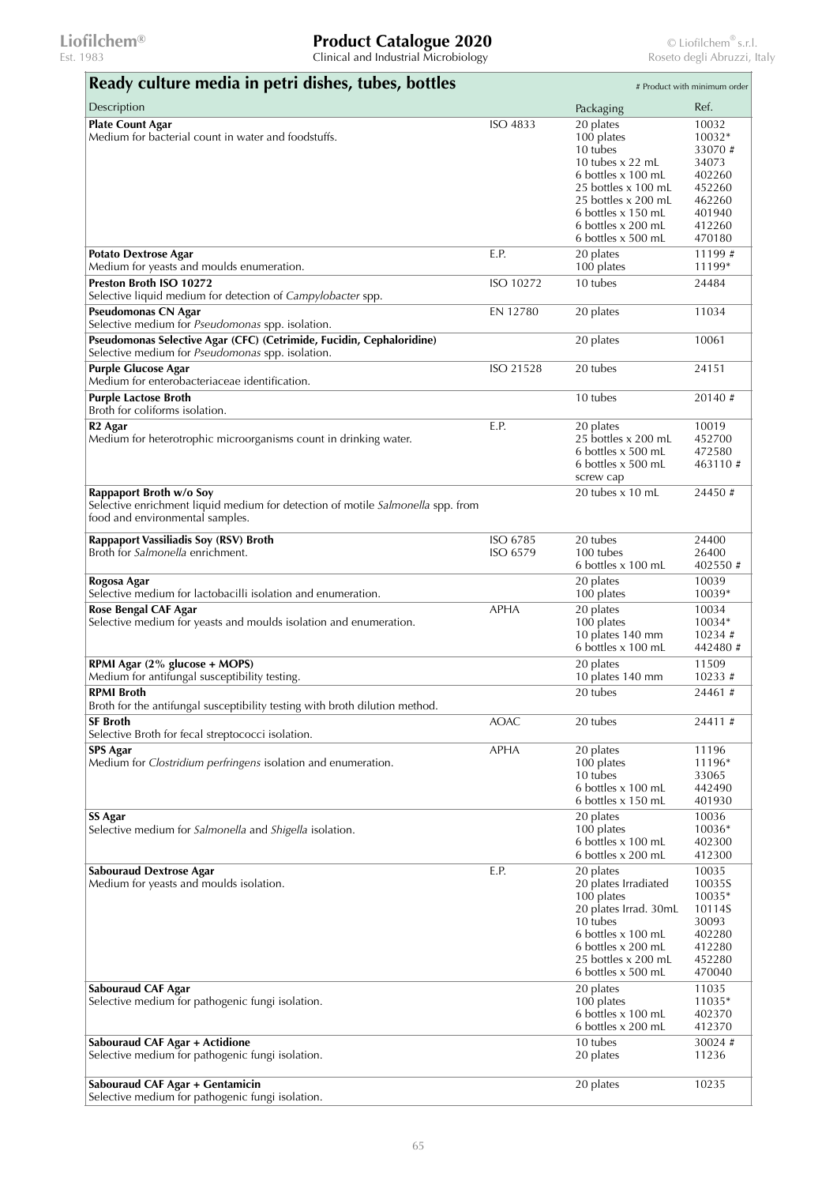## Ready culture media in petri dishes, tubes, bottles

# Product with minimum order

| Description | | Packaging | Ref. |
|---|---|---|---|
| **Plate Count Agar**<br>Medium for bacterial count in water and foodstuffs. | ISO 4833 | 20 plates<br>100 plates<br>10 tubes<br>10 tubes x 22 mL<br>6 bottles x 100 mL<br>25 bottles x 100 mL<br>25 bottles x 200 mL<br>6 bottles x 150 mL<br>6 bottles x 200 mL<br>6 bottles x 500 mL | 10032<br>10032*<br>33070 #<br>34073<br>402260<br>452260<br>462260<br>401940<br>412260<br>470180 |
| **Potato Dextrose Agar**<br>Medium for yeasts and moulds enumeration. | E.P. | 20 plates<br>100 plates | 11199 #<br>11199* |
| **Preston Broth ISO 10272**<br>Selective liquid medium for detection of *Campylobacter* spp. | ISO 10272 | 10 tubes | 24484 |
| **Pseudomonas CN Agar**<br>Selective medium for *Pseudomonas* spp. isolation. | EN 12780 | 20 plates | 11034 |
| **Pseudomonas Selective Agar (CFC) (Cetrimide, Fucidin, Cephaloridine)**<br>Selective medium for *Pseudomonas* spp. isolation. | | 20 plates | 10061 |
| **Purple Glucose Agar**<br>Medium for enterobacteriaceae identification. | ISO 21528 | 20 tubes | 24151 |
| **Purple Lactose Broth**<br>Broth for coliforms isolation. | | 10 tubes | 20140 # |
| **R2 Agar**<br>Medium for heterotrophic microorganisms count in drinking water. | E.P. | 20 plates<br>25 bottles x 200 mL<br>6 bottles x 500 mL<br>6 bottles x 500 mL screw cap | 10019<br>452700<br>472580<br>463110 # |
| **Rappaport Broth w/o Soy**<br>Selective enrichment liquid medium for detection of motile *Salmonella* spp. from food and environmental samples. | | 20 tubes x 10 mL | 24450 # |
| **Rappaport Vassiliadis Soy (RSV) Broth**<br>Broth for *Salmonella* enrichment. | ISO 6785<br>ISO 6579 | 20 tubes<br>100 tubes<br>6 bottles x 100 mL | 24400<br>26400<br>402550 # |
| **Rogosa Agar**<br>Selective medium for lactobacilli isolation and enumeration. | | 20 plates<br>100 plates | 10039<br>10039* |
| **Rose Bengal CAF Agar**<br>Selective medium for yeasts and moulds isolation and enumeration. | APHA | 20 plates<br>100 plates<br>10 plates 140 mm<br>6 bottles x 100 mL | 10034<br>10034*<br>10234 #<br>442480 # |
| **RPMI Agar (2% glucose + MOPS)**<br>Medium for antifungal susceptibility testing. | | 20 plates<br>10 plates 140 mm | 11509<br>10233 # |
| **RPMI Broth**<br>Broth for the antifungal susceptibility testing with broth dilution method. | | 20 tubes | 24461 # |
| **SF Broth**<br>Selective Broth for fecal streptococci isolation. | AOAC | 20 tubes | 24411 # |
| **SPS Agar**<br>Medium for *Clostridium perfringens* isolation and enumeration. | APHA | 20 plates<br>100 plates<br>10 tubes<br>6 bottles x 100 mL<br>6 bottles x 150 mL | 11196<br>11196*<br>33065<br>442490<br>401930 |
| **SS Agar**<br>Selective medium for *Salmonella* and *Shigella* isolation. | | 20 plates<br>100 plates<br>6 bottles x 100 mL<br>6 bottles x 200 mL | 10036<br>10036*<br>402300<br>412300 |
| **Sabouraud Dextrose Agar**<br>Medium for yeasts and moulds isolation. | E.P. | 20 plates<br>20 plates Irradiated<br>100 plates<br>20 plates Irrad. 30mL<br>10 tubes<br>6 bottles x 100 mL<br>6 bottles x 200 mL<br>25 bottles x 200 mL<br>6 bottles x 500 mL | 10035<br>10035S<br>10035*<br>10114S<br>30093<br>402280<br>412280<br>452280<br>470040 |
| **Sabouraud CAF Agar**<br>Selective medium for pathogenic fungi isolation. | | 20 plates<br>100 plates<br>6 bottles x 100 mL<br>6 bottles x 200 mL | 11035<br>11035*<br>402370<br>412370 |
| **Sabouraud CAF Agar + Actidione**<br>Selective medium for pathogenic fungi isolation. | | 10 tubes<br>20 plates | 30024 #<br>11236 |
| **Sabouraud CAF Agar + Gentamicin**<br>Selective medium for pathogenic fungi isolation. | | 20 plates | 10235 |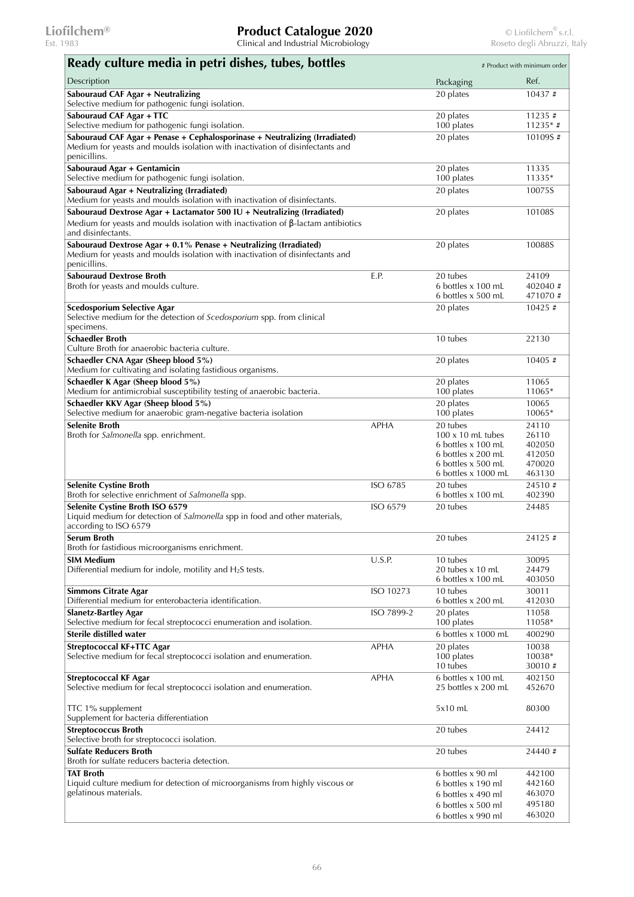## Ready culture media in petri dishes, tubes, bottles

# Product with minimum order

| Description | | Packaging | Ref. |
|---|---|---|---|
| **Sabouraud CAF Agar + Neutralizing**<br>Selective medium for pathogenic fungi isolation. | | 20 plates | 10437 # |
| **Sabouraud CAF Agar + TTC**<br>Selective medium for pathogenic fungi isolation. | | 20 plates<br>100 plates | 11235 #<br>11235* # |
| **Sabouraud CAF Agar + Penase + Cephalosporinase + Neutralizing (Irradiated)**<br>Medium for yeasts and moulds isolation with inactivation of disinfectants and penicillins. | | 20 plates | 10109S # |
| **Sabouraud Agar + Gentamicin**<br>Selective medium for pathogenic fungi isolation. | | 20 plates<br>100 plates | 11335<br>11335* |
| **Sabouraud Agar + Neutralizing (Irradiated)**<br>Medium for yeasts and moulds isolation with inactivation of disinfectants. | | 20 plates | 10075S |
| **Sabouraud Dextrose Agar + Lactamator 500 IU + Neutralizing (Irradiated)**<br>Medium for yeasts and moulds isolation with inactivation of β-lactam antibiotics and disinfectants. | | 20 plates | 10108S |
| **Sabouraud Dextrose Agar + 0.1% Penase + Neutralizing (Irradiated)**<br>Medium for yeasts and moulds isolation with inactivation of disinfectants and penicillins. | | 20 plates | 10088S |
| **Sabouraud Dextrose Broth**<br>Broth for yeasts and moulds culture. | E.P. | 20 tubes<br>6 bottles x 100 mL<br>6 bottles x 500 mL | 24109<br>402040 #<br>471070 # |
| **Scedosporium Selective Agar**<br>Selective medium for the detection of *Scedosporium* spp. from clinical specimens. | | 20 plates | 10425 # |
| **Schaedler Broth**<br>Culture Broth for anaerobic bacteria culture. | | 10 tubes | 22130 |
| **Schaedler CNA Agar (Sheep blood 5%)**<br>Medium for cultivating and isolating fastidious organisms. | | 20 plates | 10405 # |
| **Schaedler K Agar (Sheep blood 5%)**<br>Medium for antimicrobial susceptibility testing of anaerobic bacteria. | | 20 plates<br>100 plates | 11065<br>11065* |
| **Schaedler KKV Agar (Sheep blood 5%)**<br>Selective medium for anaerobic gram-negative bacteria isolation | | 20 plates<br>100 plates | 10065<br>10065* |
| **Selenite Broth**<br>Broth for *Salmonella* spp. enrichment. | APHA | 20 tubes<br>100 x 10 mL tubes<br>6 bottles x 100 mL<br>6 bottles x 200 mL<br>6 bottles x 500 mL<br>6 bottles x 1000 mL | 24110<br>26110<br>402050<br>412050<br>470020<br>463130 |
| **Selenite Cystine Broth**<br>Broth for selective enrichment of *Salmonella* spp. | ISO 6785 | 20 tubes<br>6 bottles x 100 mL | 24510 #<br>402390 |
| **Selenite Cystine Broth ISO 6579**<br>Liquid medium for detection of *Salmonella* spp in food and other materials, according to ISO 6579 | ISO 6579 | 20 tubes | 24485 |
| **Serum Broth**<br>Broth for fastidious microorganisms enrichment. | | 20 tubes | 24125 # |
| **SIM Medium**<br>Differential medium for indole, motility and $H_2S$ tests. | U.S.P. | 10 tubes<br>20 tubes x 10 mL<br>6 bottles x 100 mL | 30095<br>24479<br>403050 |
| **Simmons Citrate Agar**<br>Differential medium for enterobacteria identification. | ISO 10273 | 10 tubes<br>6 bottles x 200 mL | 30011<br>412030 |
| **Slanetz-Bartley Agar**<br>Selective medium for fecal streptococci enumeration and isolation. | ISO 7899-2 | 20 plates<br>100 plates | 11058<br>11058* |
| **Sterile distilled water** | | 6 bottles x 1000 mL | 400290 |
| **Streptococcal KF+TTC Agar**<br>Selective medium for fecal streptococci isolation and enumeration. | APHA | 20 plates<br>100 plates<br>10 tubes | 10038<br>10038*<br>30010 # |
| **Streptococcal KF Agar**<br>Selective medium for fecal streptococci isolation and enumeration. | APHA | 6 bottles x 100 mL<br>25 bottles x 200 mL | 402150<br>452670 |
| TTC 1% supplement<br>Supplement for bacteria differentiation | | 5x10 mL | 80300 |
| **Streptococcus Broth**<br>Selective broth for streptococci isolation. | | 20 tubes | 24412 |
| **Sulfate Reducers Broth**<br>Broth for sulfate reducers bacteria detection. | | 20 tubes | 24440 # |
| **TAT Broth**<br>Liquid culture medium for detection of microorganisms from highly viscous or gelatinous materials. | | 6 bottles x 90 ml<br>6 bottles x 190 ml<br>6 bottles x 490 ml<br>6 bottles x 500 ml<br>6 bottles x 990 ml | 442100<br>442160<br>463070<br>495180<br>463020 |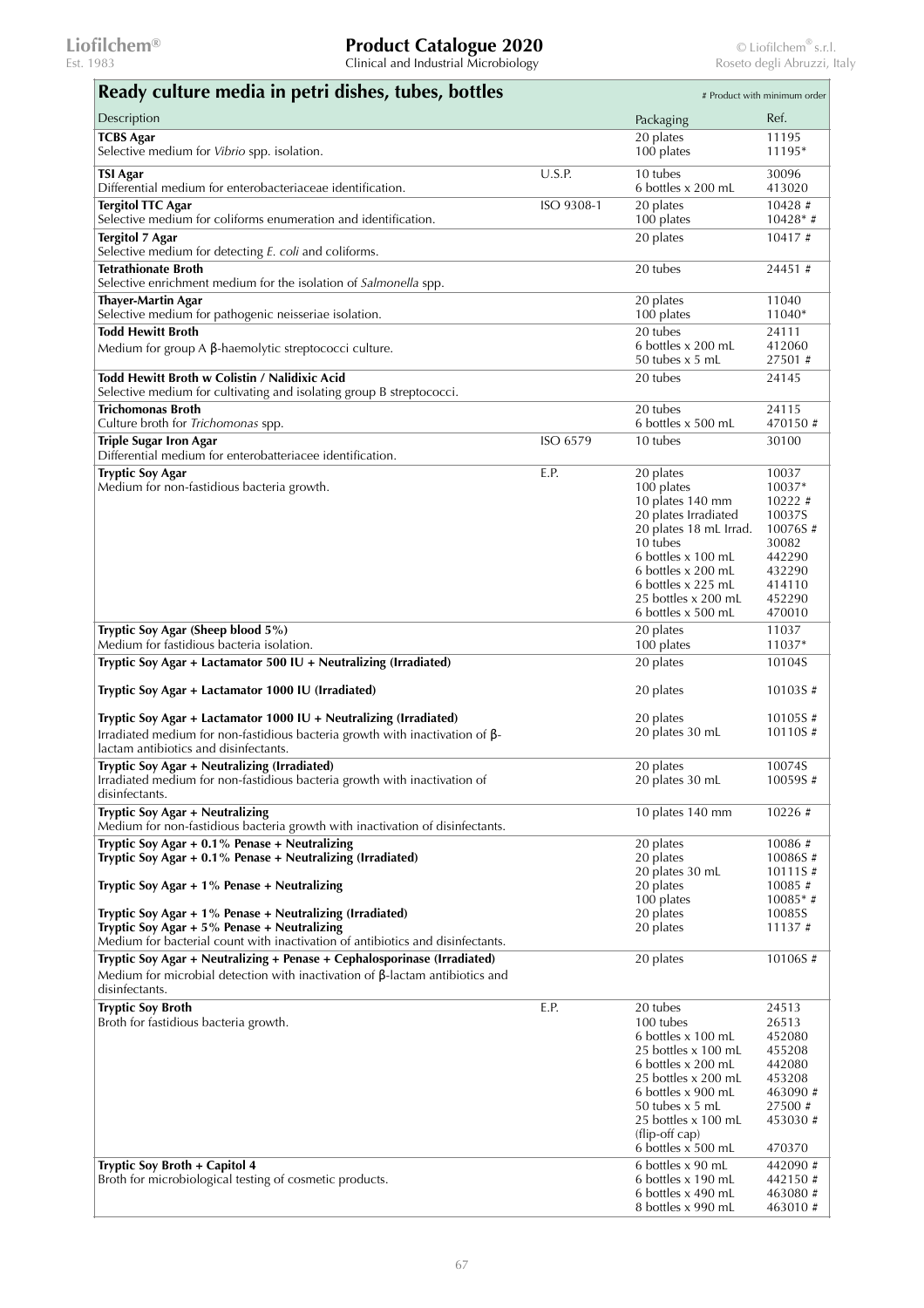## Ready culture media in petri dishes, tubes, bottles

# Product with minimum order

| Description | | Packaging | Ref. |
|---|---|---|---|
| **TCBS Agar**<br>Selective medium for *Vibrio* spp. isolation. | | 20 plates<br>100 plates | 11195<br>11195* |
| **TSI Agar**<br>Differential medium for enterobacteriaceae identification. | U.S.P. | 10 tubes<br>6 bottles x 200 mL | 30096<br>413020 |
| **Tergitol TTC Agar**<br>Selective medium for coliforms enumeration and identification. | ISO 9308-1 | 20 plates<br>100 plates | 10428 #<br>10428* # |
| **Tergitol 7 Agar**<br>Selective medium for detecting *E. coli* and coliforms. | | 20 plates | 10417 # |
| **Tetrathionate Broth**<br>Selective enrichment medium for the isolation of *Salmonella* spp. | | 20 tubes | 24451 # |
| **Thayer-Martin Agar**<br>Selective medium for pathogenic neisseriae isolation. | | 20 plates<br>100 plates | 11040<br>11040* |
| **Todd Hewitt Broth**<br>Medium for group A β-haemolytic streptococci culture. | | 20 tubes<br>6 bottles x 200 mL<br>50 tubes x 5 mL | 24111<br>412060<br>27501 # |
| **Todd Hewitt Broth w Colistin / Nalidixic Acid**<br>Selective medium for cultivating and isolating group B streptococci. | | 20 tubes | 24145 |
| **Trichomonas Broth**<br>Culture broth for *Trichomonas* spp. | | 20 tubes<br>6 bottles x 500 mL | 24115<br>470150 # |
| **Triple Sugar Iron Agar**<br>Differential medium for enterobatteriacee identification. | ISO 6579 | 10 tubes | 30100 |
| **Tryptic Soy Agar**<br>Medium for non-fastidious bacteria growth. | E.P. | 20 plates<br>100 plates<br>10 plates 140 mm<br>20 plates Irradiated<br>20 plates 18 mL Irrad.<br>10 tubes<br>6 bottles x 100 mL<br>6 bottles x 200 mL<br>6 bottles x 225 mL<br>25 bottles x 200 mL<br>6 bottles x 500 mL | 10037<br>10037*<br>10222 #<br>10037S<br>10076S #<br>30082<br>442290<br>432290<br>414110<br>452290<br>470010 |
| **Tryptic Soy Agar (Sheep blood 5%)**<br>Medium for fastidious bacteria isolation. | | 20 plates<br>100 plates | 11037<br>11037* |
| **Tryptic Soy Agar + Lactamator 500 IU + Neutralizing (Irradiated)** | | 20 plates | 10104S |
| **Tryptic Soy Agar + Lactamator 1000 IU (Irradiated)** | | 20 plates | 10103S # |
| **Tryptic Soy Agar + Lactamator 1000 IU + Neutralizing (Irradiated)**<br>Irradiated medium for non-fastidious bacteria growth with inactivation of β-lactam antibiotics and disinfectants. | | 20 plates<br>20 plates 30 mL | 10105S #<br>10110S # |
| **Tryptic Soy Agar + Neutralizing (Irradiated)**<br>Irradiated medium for non-fastidious bacteria growth with inactivation of disinfectants. | | 20 plates<br>20 plates 30 mL | 10074S<br>10059S # |
| **Tryptic Soy Agar + Neutralizing**<br>Medium for non-fastidious bacteria growth with inactivation of disinfectants. | | 10 plates 140 mm | 10226 # |
| **Tryptic Soy Agar + 0.1% Penase + Neutralizing** | | 20 plates | 10086 # |
| **Tryptic Soy Agar + 0.1% Penase + Neutralizing (Irradiated)** | | 20 plates<br>20 plates 30 mL | 10086S #<br>10111S # |
| **Tryptic Soy Agar + 1% Penase + Neutralizing** | | 20 plates<br>100 plates | 10085 #<br>10085* # |
| **Tryptic Soy Agar + 1% Penase + Neutralizing (Irradiated)** | | 20 plates | 10085S |
| **Tryptic Soy Agar + 5% Penase + Neutralizing**<br>Medium for bacterial count with inactivation of antibiotics and disinfectants. | | 20 plates | 11137 # |
| **Tryptic Soy Agar + Neutralizing + Penase + Cephalosporinase (Irradiated)**<br>Medium for microbial detection with inactivation of β-lactam antibiotics and disinfectants. | | 20 plates | 10106S # |
| **Tryptic Soy Broth**<br>Broth for fastidious bacteria growth. | E.P. | 20 tubes<br>100 tubes<br>6 bottles x 100 mL<br>25 bottles x 100 mL<br>6 bottles x 200 mL<br>25 bottles x 200 mL<br>6 bottles x 900 mL<br>50 tubes x 5 mL<br>25 bottles x 100 mL (flip-off cap)<br>6 bottles x 500 mL | 24513<br>26513<br>452080<br>455208<br>442080<br>453208<br>463090 #<br>27500 #<br>453030 #<br>470370 |
| **Tryptic Soy Broth + Capitol 4**<br>Broth for microbiological testing of cosmetic products. | | 6 bottles x 90 mL<br>6 bottles x 190 mL<br>6 bottles x 490 mL<br>8 bottles x 990 mL | 442090 #<br>442150 #<br>463080 #<br>463010 # |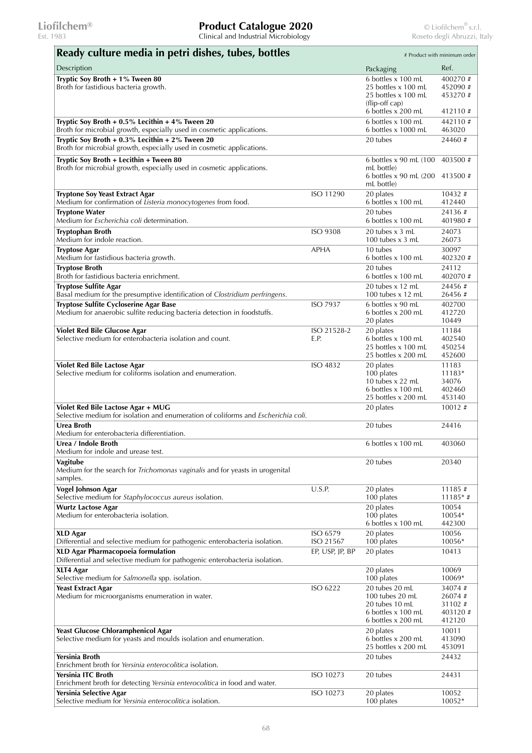## Ready culture media in petri dishes, tubes, bottles

\# Product with minimum order

| Description | | Packaging | Ref. |
|---|---|---|---|
| **Tryptic Soy Broth + 1% Tween 80**<br>Broth for fastidious bacteria growth. | | 6 bottles x 100 mL<br>25 bottles x 100 mL<br>25 bottles x 100 mL (flip-off cap)<br>6 bottles x 200 mL | 400270 #<br>452090 #<br>453270 #<br>412110 # |
| **Tryptic Soy Broth + 0.5% Lecithin + 4% Tween 20**<br>Broth for microbial growth, especially used in cosmetic applications. | | 6 bottles x 100 mL<br>6 bottles x 1000 mL | 442110 #<br>463020 |
| **Tryptic Soy Broth + 0.3% Lecithin + 2% Tween 20**<br>Broth for microbial growth, especially used in cosmetic applications. | | 20 tubes | 24460 # |
| **Tryptic Soy Broth + Lecithin + Tween 80**<br>Broth for microbial growth, especially used in cosmetic applications. | | 6 bottles x 90 mL (100 mL bottle)<br>6 bottles x 90 mL (200 mL bottle) | 403500 #<br>413500 # |
| **Tryptone Soy Yeast Extract Agar**<br>Medium for confirmation of *Listeria monocytogenes* from food. | ISO 11290 | 20 plates<br>6 bottles x 100 mL | 10432 #<br>412440 |
| **Tryptone Water**<br>Medium for *Escherichia coli* determination. | | 20 tubes<br>6 bottles x 100 mL | 24136 #<br>401980 # |
| **Tryptophan Broth**<br>Medium for indole reaction. | ISO 9308 | 20 tubes x 3 mL<br>100 tubes x 3 mL | 24073<br>26073 |
| **Tryptose Agar**<br>Medium for fastidious bacteria growth. | APHA | 10 tubes<br>6 bottles x 100 mL | 30097<br>402320 # |
| **Tryptose Broth**<br>Broth for fastidious bacteria enrichment. | | 20 tubes<br>6 bottles x 100 mL | 24112<br>402070 # |
| **Tryptose Sulfite Agar**<br>Basal medium for the presumptive identification of *Clostridium perfringens*. | | 20 tubes x 12 mL<br>100 tubes x 12 mL | 24456 #<br>26456 # |
| **Tryptose Sulfite Cycloserine Agar Base**<br>Medium for anaerobic sulfite reducing bacteria detection in foodstuffs. | ISO 7937 | 6 bottles x 90 mL<br>6 bottles x 200 mL<br>20 plates | 402700<br>412720<br>10449 |
| **Violet Red Bile Glucose Agar**<br>Selective medium for enterobacteria isolation and count. | ISO 21528-2<br>E.P. | 20 plates<br>6 bottles x 100 mL<br>25 bottles x 100 mL<br>25 bottles x 200 mL | 11184<br>402540<br>450254<br>452600 |
| **Violet Red Bile Lactose Agar**<br>Selective medium for coliforms isolation and enumeration. | ISO 4832 | 20 plates<br>100 plates<br>10 tubes x 22 mL<br>6 bottles x 100 mL<br>25 bottles x 200 mL | 11183<br>11183*<br>34076<br>402460<br>453140 |
| **Violet Red Bile Lactose Agar + MUG**<br>Selective medium for isolation and enumeration of coliforms and *Escherichia coli.* | | 20 plates | 10012 # |
| **Urea Broth**<br>Medium for enterobacteria differentiation. | | 20 tubes | 24416 |
| **Urea / Indole Broth**<br>Medium for indole and urease test. | | 6 bottles x 100 mL | 403060 |
| **Vagitube**<br>Medium for the search for *Trichomonas vaginalis* and for yeasts in urogenital samples. | | 20 tubes | 20340 |
| **Vogel Johnson Agar**<br>Selective medium for *Staphylococcus aureus* isolation. | U.S.P. | 20 plates<br>100 plates | 11185 #<br>11185* # |
| **Wurtz Lactose Agar**<br>Medium for enterobacteria isolation. | | 20 plates<br>100 plates<br>6 bottles x 100 mL | 10054<br>10054*<br>442300 |
| **XLD Agar**<br>Differential and selective medium for pathogenic enterobacteria isolation. | ISO 6579<br>ISO 21567 | 20 plates<br>100 plates | 10056<br>10056* |
| **XLD Agar Pharmacopoeia formulation**<br>Differential and selective medium for pathogenic enterobacteria isolation. | EP, USP, JP, BP | 20 plates | 10413 |
| **XLT4 Agar**<br>Selective medium for *Salmonella* spp. isolation. | | 20 plates<br>100 plates | 10069<br>10069* |
| **Yeast Extract Agar**<br>Medium for microorganisms enumeration in water. | ISO 6222 | 20 tubes 20 mL<br>100 tubes 20 mL<br>20 tubes 10 mL<br>6 bottles x 100 mL<br>6 bottles x 200 mL | 34074 #<br>26074 #<br>31102 #<br>403120 #<br>412120 |
| **Yeast Glucose Chloramphenicol Agar**<br>Selective medium for yeasts and moulds isolation and enumeration. | | 20 plates<br>6 bottles x 200 mL<br>25 bottles x 200 mL | 10011<br>413090<br>453091 |
| **Yersinia Broth**<br>Enrichment broth for *Yersinia enterocolitica* isolation. | | 20 tubes | 24432 |
| **Yersinia ITC Broth**<br>Enrichment broth for detecting *Yersinia enterocolitica* in food and water. | ISO 10273 | 20 tubes | 24431 |
| **Yersinia Selective Agar**<br>Selective medium for *Yersinia enterocolitica* isolation. | ISO 10273 | 20 plates<br>100 plates | 10052<br>10052* |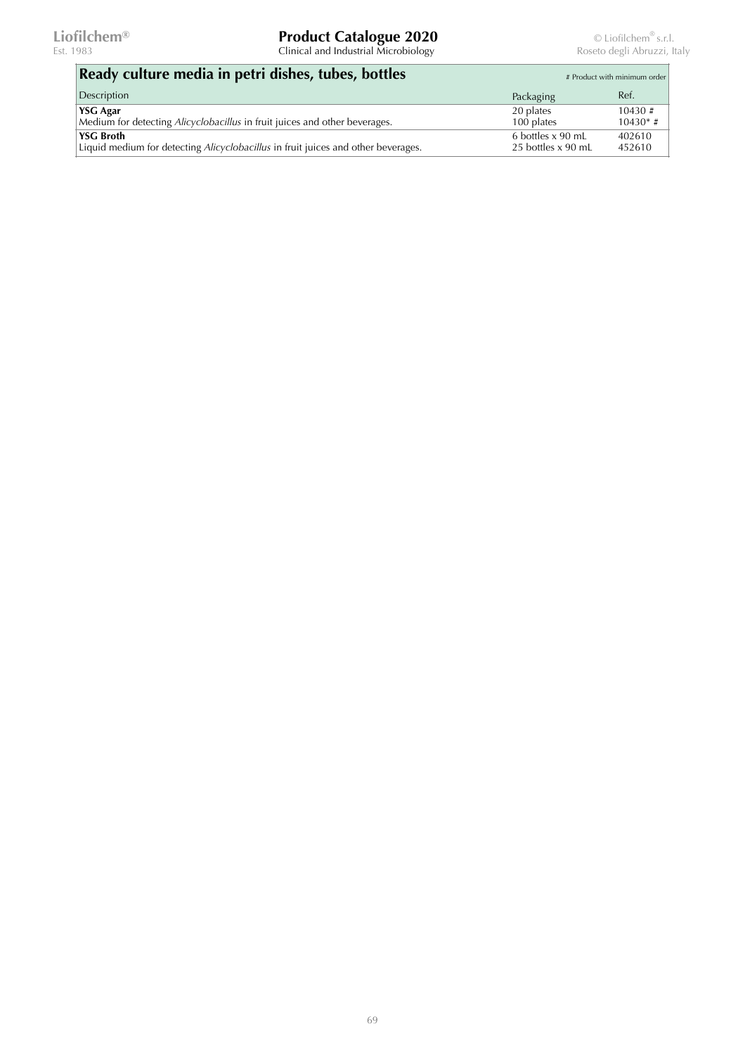## Ready culture media in petri dishes, tubes, bottles

# Product with minimum order

| Description | Packaging | Ref. |
|---|---|---|
| **YSG Agar**<br>Medium for detecting *Alicyclobacillus* in fruit juices and other beverages. | 20 plates<br>100 plates | 10430 #<br>10430* # |
| **YSG Broth**<br>Liquid medium for detecting *Alicyclobacillus* in fruit juices and other beverages. | 6 bottles x 90 mL<br>25 bottles x 90 mL | 402610<br>452610 |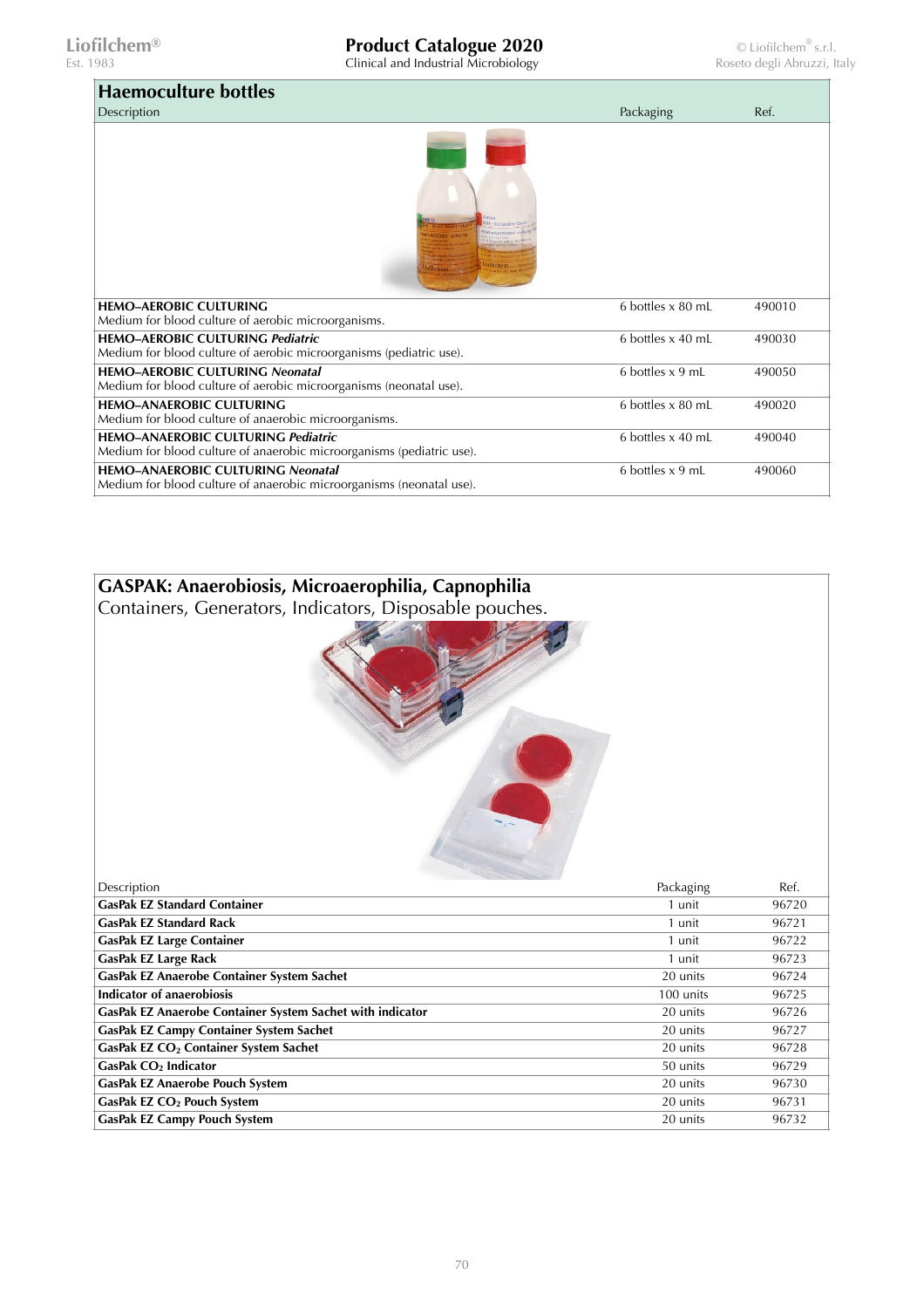## Haemoculture bottles

| Description | Packaging | Ref. |
|---|---|---|
| **HEMO–AEROBIC CULTURING**<br>Medium for blood culture of aerobic microorganisms. | 6 bottles x 80 mL | 490010 |
| **HEMO–AEROBIC CULTURING *Pediatric***<br>Medium for blood culture of aerobic microorganisms (pediatric use). | 6 bottles x 40 mL | 490030 |
| **HEMO–AEROBIC CULTURING *Neonatal***<br>Medium for blood culture of aerobic microorganisms (neonatal use). | 6 bottles x 9 mL | 490050 |
| **HEMO–ANAEROBIC CULTURING**<br>Medium for blood culture of anaerobic microorganisms. | 6 bottles x 80 mL | 490020 |
| **HEMO–ANAEROBIC CULTURING *Pediatric***<br>Medium for blood culture of anaerobic microorganisms (pediatric use). | 6 bottles x 40 mL | 490040 |
| **HEMO–ANAEROBIC CULTURING *Neonatal***<br>Medium for blood culture of anaerobic microorganisms (neonatal use). | 6 bottles x 9 mL | 490060 |

## GASPAK: Anaerobiosis, Microaerophilia, Capnophilia

Containers, Generators, Indicators, Disposable pouches.

| Description | Packaging | Ref. |
|---|---|---|
| **GasPak EZ Standard Container** | 1 unit | 96720 |
| **GasPak EZ Standard Rack** | 1 unit | 96721 |
| **GasPak EZ Large Container** | 1 unit | 96722 |
| **GasPak EZ Large Rack** | 1 unit | 96723 |
| **GasPak EZ Anaerobe Container System Sachet** | 20 units | 96724 |
| **Indicator of anaerobiosis** | 100 units | 96725 |
| **GasPak EZ Anaerobe Container System Sachet with indicator** | 20 units | 96726 |
| **GasPak EZ Campy Container System Sachet** | 20 units | 96727 |
| **GasPak EZ $CO_2$ Container System Sachet** | 20 units | 96728 |
| **GasPak $CO_2$ Indicator** | 50 units | 96729 |
| **GasPak EZ Anaerobe Pouch System** | 20 units | 96730 |
| **GasPak EZ $CO_2$ Pouch System** | 20 units | 96731 |
| **GasPak EZ Campy Pouch System** | 20 units | 96732 |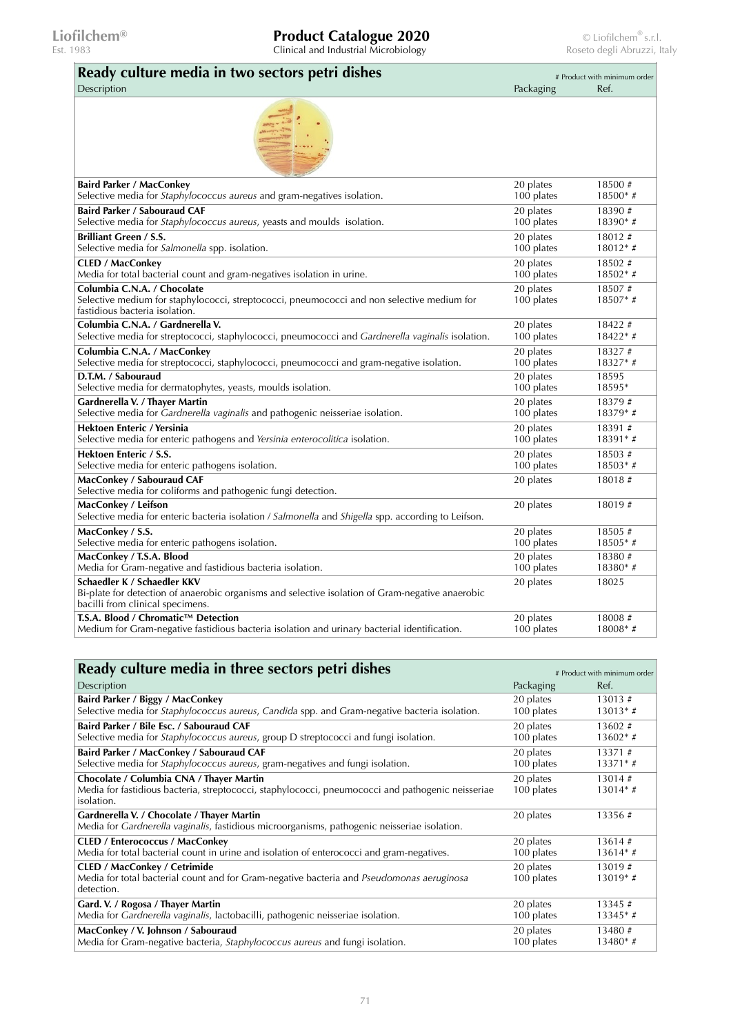## Ready culture media in two sectors petri dishes

# Product with minimum order

| Description | Packaging | Ref. |
|---|---|---|
| **Baird Parker / MacConkey**<br>Selective media for *Staphylococcus aureus* and gram-negatives isolation. | 20 plates<br>100 plates | 18500 #<br>18500* # |
| **Baird Parker / Sabouraud CAF**<br>Selective media for *Staphylococcus aureus*, yeasts and moulds isolation. | 20 plates<br>100 plates | 18390 #<br>18390* # |
| **Brilliant Green / S.S.**<br>Selective media for *Salmonella* spp. isolation. | 20 plates<br>100 plates | 18012 #<br>18012* # |
| **CLED / MacConkey**<br>Media for total bacterial count and gram-negatives isolation in urine. | 20 plates<br>100 plates | 18502 #<br>18502* # |
| **Columbia C.N.A. / Chocolate**<br>Selective medium for staphylococci, streptococci, pneumococci and non selective medium for fastidious bacteria isolation. | 20 plates<br>100 plates | 18507 #<br>18507* # |
| **Columbia C.N.A. / Gardnerella V.**<br>Selective media for streptococci, staphylococci, pneumococci and *Gardnerella vaginalis* isolation. | 20 plates<br>100 plates | 18422 #<br>18422* # |
| **Columbia C.N.A. / MacConkey**<br>Selective media for streptococci, staphylococci, pneumococci and gram-negative isolation. | 20 plates<br>100 plates | 18327 #<br>18327* # |
| **D.T.M. / Sabouraud**<br>Selective media for dermatophytes, yeasts, moulds isolation. | 20 plates<br>100 plates | 18595<br>18595* |
| **Gardnerella V. / Thayer Martin**<br>Selective media for *Gardnerella vaginalis* and pathogenic neisseriae isolation. | 20 plates<br>100 plates | 18379 #<br>18379* # |
| **Hektoen Enteric / Yersinia**<br>Selective media for enteric pathogens and *Yersinia enterocolitica* isolation. | 20 plates<br>100 plates | 18391 #<br>18391* # |
| **Hektoen Enteric / S.S.**<br>Selective media for enteric pathogens isolation. | 20 plates<br>100 plates | 18503 #<br>18503* # |
| **MacConkey / Sabouraud CAF**<br>Selective media for coliforms and pathogenic fungi detection. | 20 plates | 18018 # |
| **MacConkey / Leifson**<br>Selective media for enteric bacteria isolation / *Salmonella* and *Shigella* spp. according to Leifson. | 20 plates | 18019 # |
| **MacConkey / S.S.**<br>Selective media for enteric pathogens isolation. | 20 plates<br>100 plates | 18505 #<br>18505* # |
| **MacConkey / T.S.A. Blood**<br>Media for Gram-negative and fastidious bacteria isolation. | 20 plates<br>100 plates | 18380 #<br>18380* # |
| **Schaedler K / Schaedler KKV**<br>Bi-plate for detection of anaerobic organisms and selective isolation of Gram-negative anaerobic bacilli from clinical specimens. | 20 plates | 18025 |
| **T.S.A. Blood / Chromatic™ Detection**<br>Medium for Gram-negative fastidious bacteria isolation and urinary bacterial identification. | 20 plates<br>100 plates | 18008 #<br>18008* # |

## Ready culture media in three sectors petri dishes

# Product with minimum order

| Description | Packaging | Ref. |
|---|---|---|
| **Baird Parker / Biggy / MacConkey**<br>Selective media for *Staphylococcus aureus*, *Candida* spp. and Gram-negative bacteria isolation. | 20 plates<br>100 plates | 13013 #<br>13013* # |
| **Baird Parker / Bile Esc. / Sabouraud CAF**<br>Selective media for *Staphylococcus aureus*, group D streptococci and fungi isolation. | 20 plates<br>100 plates | 13602 #<br>13602* # |
| **Baird Parker / MacConkey / Sabouraud CAF**<br>Selective media for *Staphylococcus aureus*, gram-negatives and fungi isolation. | 20 plates<br>100 plates | 13371 #<br>13371* # |
| **Chocolate / Columbia CNA / Thayer Martin**<br>Media for fastidious bacteria, streptococci, staphylococci, pneumococci and pathogenic neisseriae isolation. | 20 plates<br>100 plates | 13014 #<br>13014* # |
| **Gardnerella V. / Chocolate / Thayer Martin**<br>Media for *Gardnerella vaginalis*, fastidious microorganisms, pathogenic neisseriae isolation. | 20 plates | 13356 # |
| **CLED / Enterococcus / MacConkey**<br>Media for total bacterial count in urine and isolation of enterococci and gram-negatives. | 20 plates<br>100 plates | 13614 #<br>13614* # |
| **CLED / MacConkey / Cetrimide**<br>Media for total bacterial count and for Gram-negative bacteria and *Pseudomonas aeruginosa* detection. | 20 plates<br>100 plates | 13019 #<br>13019* # |
| **Gard. V. / Rogosa / Thayer Martin**<br>Media for *Gardnerella vaginalis*, lactobacilli, pathogenic neisseriae isolation. | 20 plates<br>100 plates | 13345 #<br>13345* # |
| **MacConkey / V. Johnson / Sabouraud**<br>Media for Gram-negative bacteria, *Staphylococcus aureus* and fungi isolation. | 20 plates<br>100 plates | 13480 #<br>13480* # |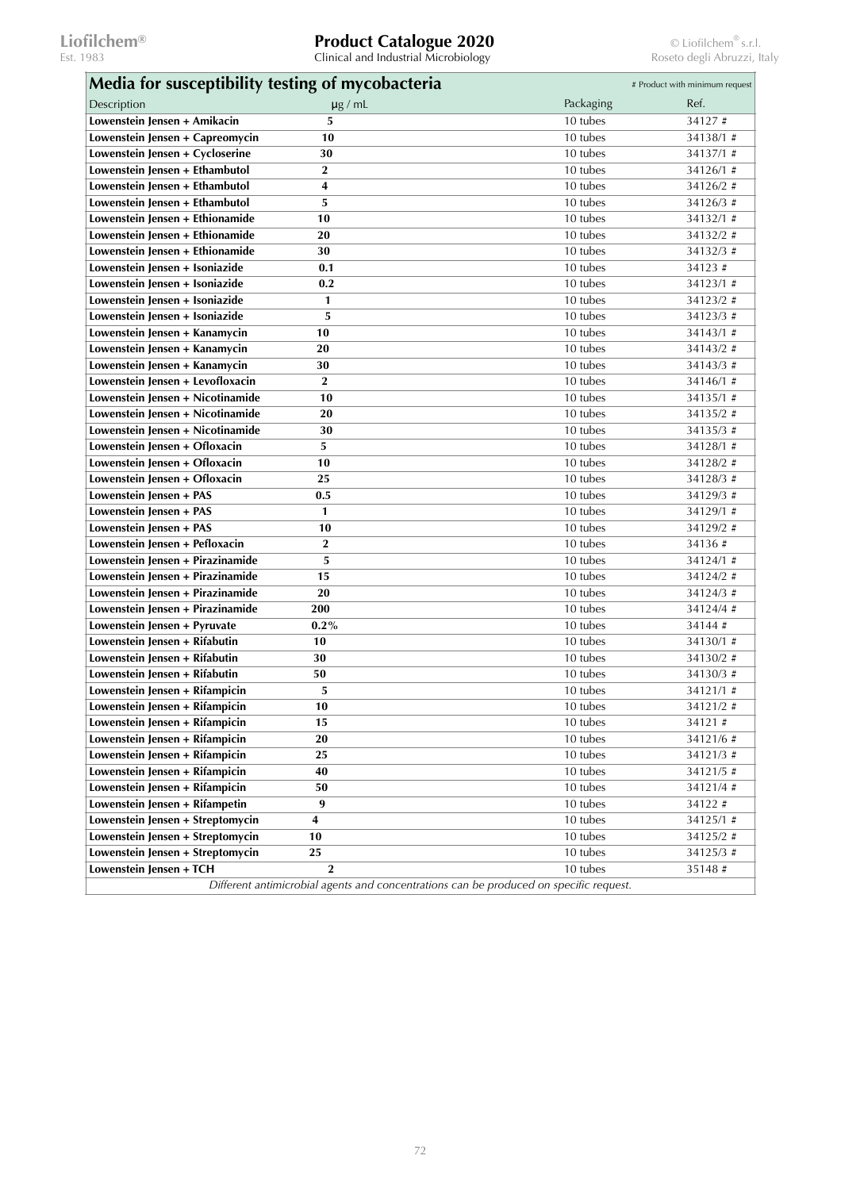## Media for susceptibility testing of mycobacteria

# Product with minimum request

| Description | µg / mL | Packaging | Ref. |
|---|---|---|---|
| **Lowenstein Jensen + Amikacin** | **5** | 10 tubes | 34127 # |
| **Lowenstein Jensen + Capreomycin** | **10** | 10 tubes | 34138/1 # |
| **Lowenstein Jensen + Cycloserine** | **30** | 10 tubes | 34137/1 # |
| **Lowenstein Jensen + Ethambutol** | **2** | 10 tubes | 34126/1 # |
| **Lowenstein Jensen + Ethambutol** | **4** | 10 tubes | 34126/2 # |
| **Lowenstein Jensen + Ethambutol** | **5** | 10 tubes | 34126/3 # |
| **Lowenstein Jensen + Ethionamide** | **10** | 10 tubes | 34132/1 # |
| **Lowenstein Jensen + Ethionamide** | **20** | 10 tubes | 34132/2 # |
| **Lowenstein Jensen + Ethionamide** | **30** | 10 tubes | 34132/3 # |
| **Lowenstein Jensen + Isoniazide** | **0.1** | 10 tubes | 34123 # |
| **Lowenstein Jensen + Isoniazide** | **0.2** | 10 tubes | 34123/1 # |
| **Lowenstein Jensen + Isoniazide** | **1** | 10 tubes | 34123/2 # |
| **Lowenstein Jensen + Isoniazide** | **5** | 10 tubes | 34123/3 # |
| **Lowenstein Jensen + Kanamycin** | **10** | 10 tubes | 34143/1 # |
| **Lowenstein Jensen + Kanamycin** | **20** | 10 tubes | 34143/2 # |
| **Lowenstein Jensen + Kanamycin** | **30** | 10 tubes | 34143/3 # |
| **Lowenstein Jensen + Levofloxacin** | **2** | 10 tubes | 34146/1 # |
| **Lowenstein Jensen + Nicotinamide** | **10** | 10 tubes | 34135/1 # |
| **Lowenstein Jensen + Nicotinamide** | **20** | 10 tubes | 34135/2 # |
| **Lowenstein Jensen + Nicotinamide** | **30** | 10 tubes | 34135/3 # |
| **Lowenstein Jensen + Ofloxacin** | **5** | 10 tubes | 34128/1 # |
| **Lowenstein Jensen + Ofloxacin** | **10** | 10 tubes | 34128/2 # |
| **Lowenstein Jensen + Ofloxacin** | **25** | 10 tubes | 34128/3 # |
| **Lowenstein Jensen + PAS** | **0.5** | 10 tubes | 34129/3 # |
| **Lowenstein Jensen + PAS** | **1** | 10 tubes | 34129/1 # |
| **Lowenstein Jensen + PAS** | **10** | 10 tubes | 34129/2 # |
| **Lowenstein Jensen + Pefloxacin** | **2** | 10 tubes | 34136 # |
| **Lowenstein Jensen + Pirazinamide** | **5** | 10 tubes | 34124/1 # |
| **Lowenstein Jensen + Pirazinamide** | **15** | 10 tubes | 34124/2 # |
| **Lowenstein Jensen + Pirazinamide** | **20** | 10 tubes | 34124/3 # |
| **Lowenstein Jensen + Pirazinamide** | **200** | 10 tubes | 34124/4 # |
| **Lowenstein Jensen + Pyruvate** | **0.2%** | 10 tubes | 34144 # |
| **Lowenstein Jensen + Rifabutin** | **10** | 10 tubes | 34130/1 # |
| **Lowenstein Jensen + Rifabutin** | **30** | 10 tubes | 34130/2 # |
| **Lowenstein Jensen + Rifabutin** | **50** | 10 tubes | 34130/3 # |
| **Lowenstein Jensen + Rifampicin** | **5** | 10 tubes | 34121/1 # |
| **Lowenstein Jensen + Rifampicin** | **10** | 10 tubes | 34121/2 # |
| **Lowenstein Jensen + Rifampicin** | **15** | 10 tubes | 34121 # |
| **Lowenstein Jensen + Rifampicin** | **20** | 10 tubes | 34121/6 # |
| **Lowenstein Jensen + Rifampicin** | **25** | 10 tubes | 34121/3 # |
| **Lowenstein Jensen + Rifampicin** | **40** | 10 tubes | 34121/5 # |
| **Lowenstein Jensen + Rifampicin** | **50** | 10 tubes | 34121/4 # |
| **Lowenstein Jensen + Rifampetin** | **9** | 10 tubes | 34122 # |
| **Lowenstein Jensen + Streptomycin** | **4** | 10 tubes | 34125/1 # |
| **Lowenstein Jensen + Streptomycin** | **10** | 10 tubes | 34125/2 # |
| **Lowenstein Jensen + Streptomycin** | **25** | 10 tubes | 34125/3 # |
| **Lowenstein Jensen + TCH** | **2** | 10 tubes | 35148 # |

*Different antimicrobial agents and concentrations can be produced on specific request.*